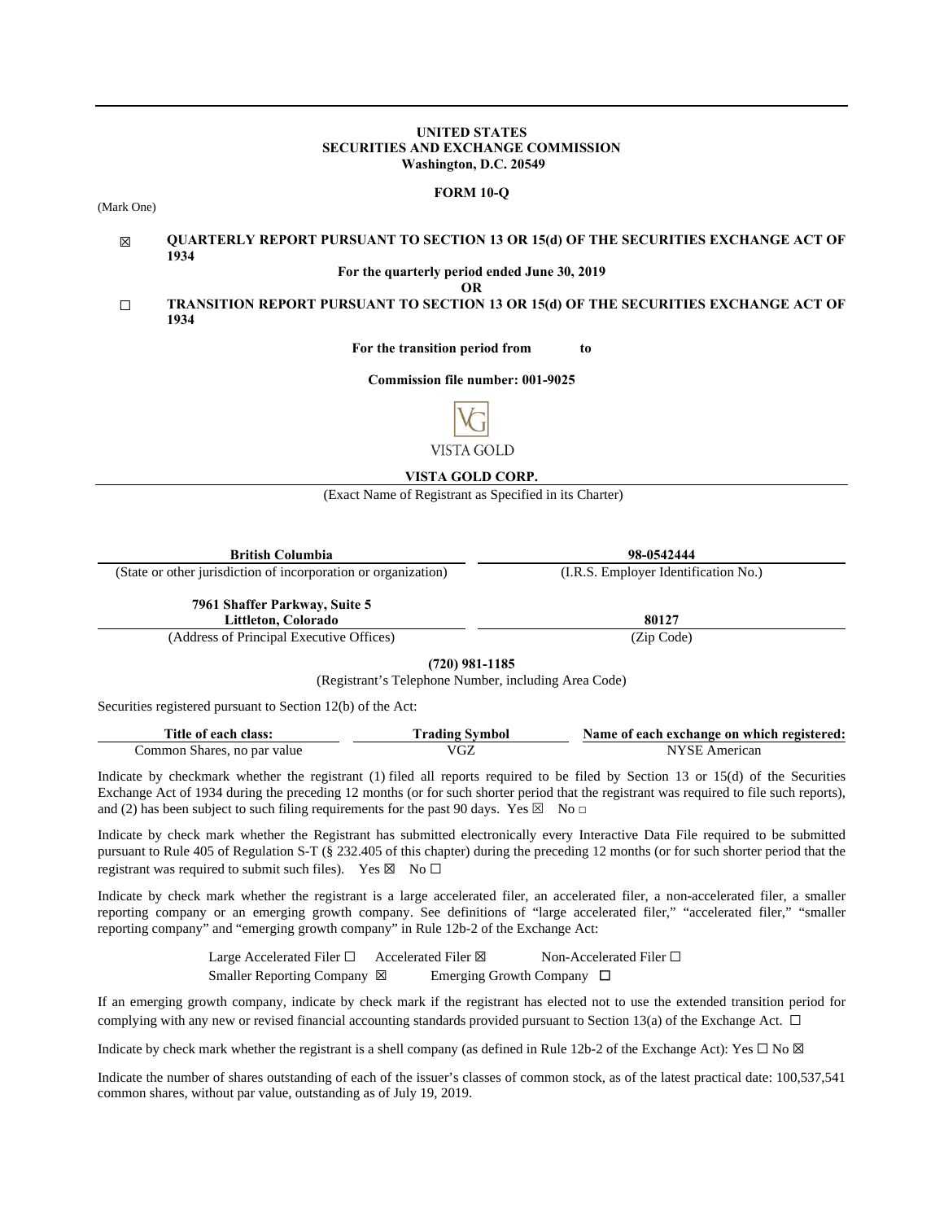**UNITED STATES**
**SECURITIES AND EXCHANGE COMMISSION**
**Washington, D.C. 20549**

**FORM 10-Q**

(Mark One)

☒ **QUARTERLY REPORT PURSUANT TO SECTION 13 OR 15(d) OF THE SECURITIES EXCHANGE ACT OF 1934**

**For the quarterly period ended June 30, 2019**

**OR**

☐ **TRANSITION REPORT PURSUANT TO SECTION 13 OR 15(d) OF THE SECURITIES EXCHANGE ACT OF 1934**

**For the transition period from to**

**Commission file number: 001-9025**

VISTA GOLD

**VISTA GOLD CORP.**

(Exact Name of Registrant as Specified in its Charter)

| **British Columbia** | **98-0542444** |
|---|---|
| (State or other jurisdiction of incorporation or organization) | (I.R.S. Employer Identification No.) |
| **7961 Shaffer Parkway, Suite 5 Littleton, Colorado** | **80127** |
| (Address of Principal Executive Offices) | (Zip Code) |

**(720) 981-1185**

(Registrant's Telephone Number, including Area Code)

Securities registered pursuant to Section 12(b) of the Act:

| Title of each class: | Trading Symbol | Name of each exchange on which registered: |
|---|---|---|
| Common Shares, no par value | VGZ | NYSE American |

Indicate by checkmark whether the registrant (1) filed all reports required to be filed by Section 13 or 15(d) of the Securities Exchange Act of 1934 during the preceding 12 months (or for such shorter period that the registrant was required to file such reports), and (2) has been subject to such filing requirements for the past 90 days. Yes ☒ No ☐

Indicate by check mark whether the Registrant has submitted electronically every Interactive Data File required to be submitted pursuant to Rule 405 of Regulation S-T (§ 232.405 of this chapter) during the preceding 12 months (or for such shorter period that the registrant was required to submit such files). Yes ☒ No ☐

Indicate by check mark whether the registrant is a large accelerated filer, an accelerated filer, a non-accelerated filer, a smaller reporting company or an emerging growth company. See definitions of "large accelerated filer," "accelerated filer," "smaller reporting company" and "emerging growth company" in Rule 12b-2 of the Exchange Act:

Large Accelerated Filer ☐ Accelerated Filer ☒ Non-Accelerated Filer ☐
Smaller Reporting Company ☒ Emerging Growth Company ☐

If an emerging growth company, indicate by check mark if the registrant has elected not to use the extended transition period for complying with any new or revised financial accounting standards provided pursuant to Section 13(a) of the Exchange Act. ☐

Indicate by check mark whether the registrant is a shell company (as defined in Rule 12b-2 of the Exchange Act): Yes ☐ No ☒

Indicate the number of shares outstanding of each of the issuer's classes of common stock, as of the latest practical date: 100,537,541 common shares, without par value, outstanding as of July 19, 2019.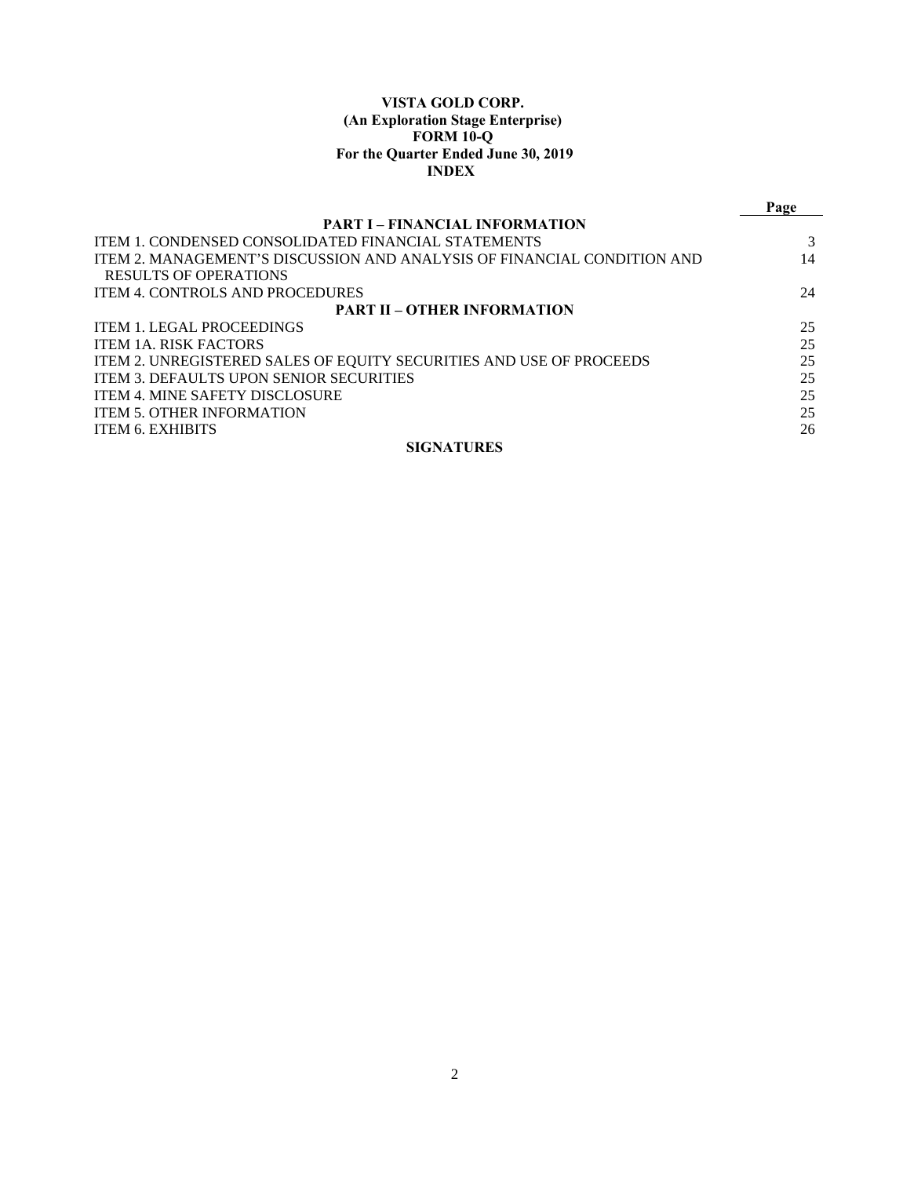**VISTA GOLD CORP.**
**(An Exploration Stage Enterprise)**
**FORM 10-Q**
**For the Quarter Ended June 30, 2019**
**INDEX**

| | Page |
|---|---|
| **PART I – FINANCIAL INFORMATION** | |
| ITEM 1. CONDENSED CONSOLIDATED FINANCIAL STATEMENTS | 3 |
| ITEM 2. MANAGEMENT'S DISCUSSION AND ANALYSIS OF FINANCIAL CONDITION AND RESULTS OF OPERATIONS | 14 |
| ITEM 4. CONTROLS AND PROCEDURES | 24 |
| **PART II – OTHER INFORMATION** | |
| ITEM 1. LEGAL PROCEEDINGS | 25 |
| ITEM 1A. RISK FACTORS | 25 |
| ITEM 2. UNREGISTERED SALES OF EQUITY SECURITIES AND USE OF PROCEEDS | 25 |
| ITEM 3. DEFAULTS UPON SENIOR SECURITIES | 25 |
| ITEM 4. MINE SAFETY DISCLOSURE | 25 |
| ITEM 5. OTHER INFORMATION | 25 |
| ITEM 6. EXHIBITS | 26 |
| **SIGNATURES** | |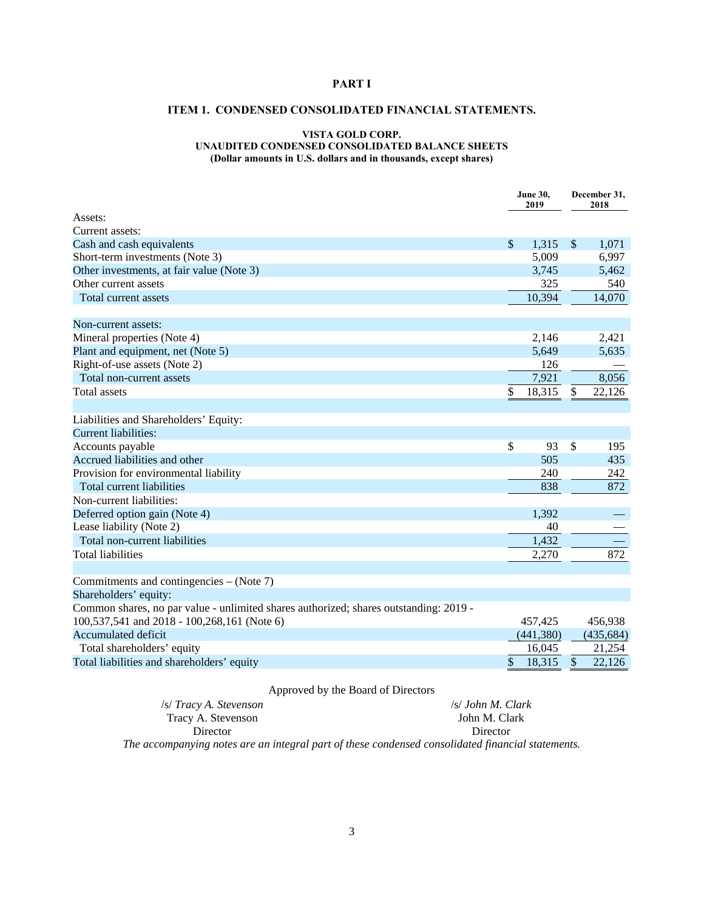# PART I

## ITEM 1. CONDENSED CONSOLIDATED FINANCIAL STATEMENTS.

### VISTA GOLD CORP.
### UNAUDITED CONDENSED CONSOLIDATED BALANCE SHEETS
**(Dollar amounts in U.S. dollars and in thousands, except shares)**

| | June 30, 2019 | December 31, 2018 |
|---|---|---|
| Assets: | | |
| Current assets: | | |
| Cash and cash equivalents | $ 1,315 | $ 1,071 |
| Short-term investments (Note 3) | 5,009 | 6,997 |
| Other investments, at fair value (Note 3) | 3,745 | 5,462 |
| Other current assets | 325 | 540 |
| Total current assets | 10,394 | 14,070 |
| | | |
| Non-current assets: | | |
| Mineral properties (Note 4) | 2,146 | 2,421 |
| Plant and equipment, net (Note 5) | 5,649 | 5,635 |
| Right-of-use assets (Note 2) | 126 | — |
| Total non-current assets | 7,921 | 8,056 |
| Total assets | $ 18,315 | $ 22,126 |
| | | |
| Liabilities and Shareholders' Equity: | | |
| Current liabilities: | | |
| Accounts payable | $ 93 | $ 195 |
| Accrued liabilities and other | 505 | 435 |
| Provision for environmental liability | 240 | 242 |
| Total current liabilities | 838 | 872 |
| Non-current liabilities: | | |
| Deferred option gain (Note 4) | 1,392 | — |
| Lease liability (Note 2) | 40 | — |
| Total non-current liabilities | 1,432 | — |
| Total liabilities | 2,270 | 872 |
| | | |
| Commitments and contingencies – (Note 7) | | |
| Shareholders' equity: | | |
| Common shares, no par value - unlimited shares authorized; shares outstanding: 2019 - 100,537,541 and 2018 - 100,268,161 (Note 6) | 457,425 | 456,938 |
| Accumulated deficit | (441,380) | (435,684) |
| Total shareholders' equity | 16,045 | 21,254 |
| Total liabilities and shareholders' equity | $ 18,315 | $ 22,126 |

Approved by the Board of Directors

/s/ *Tracy A. Stevenson*
Tracy A. Stevenson
Director

/s/ *John M. Clark*
John M. Clark
Director

*The accompanying notes are an integral part of these condensed consolidated financial statements.*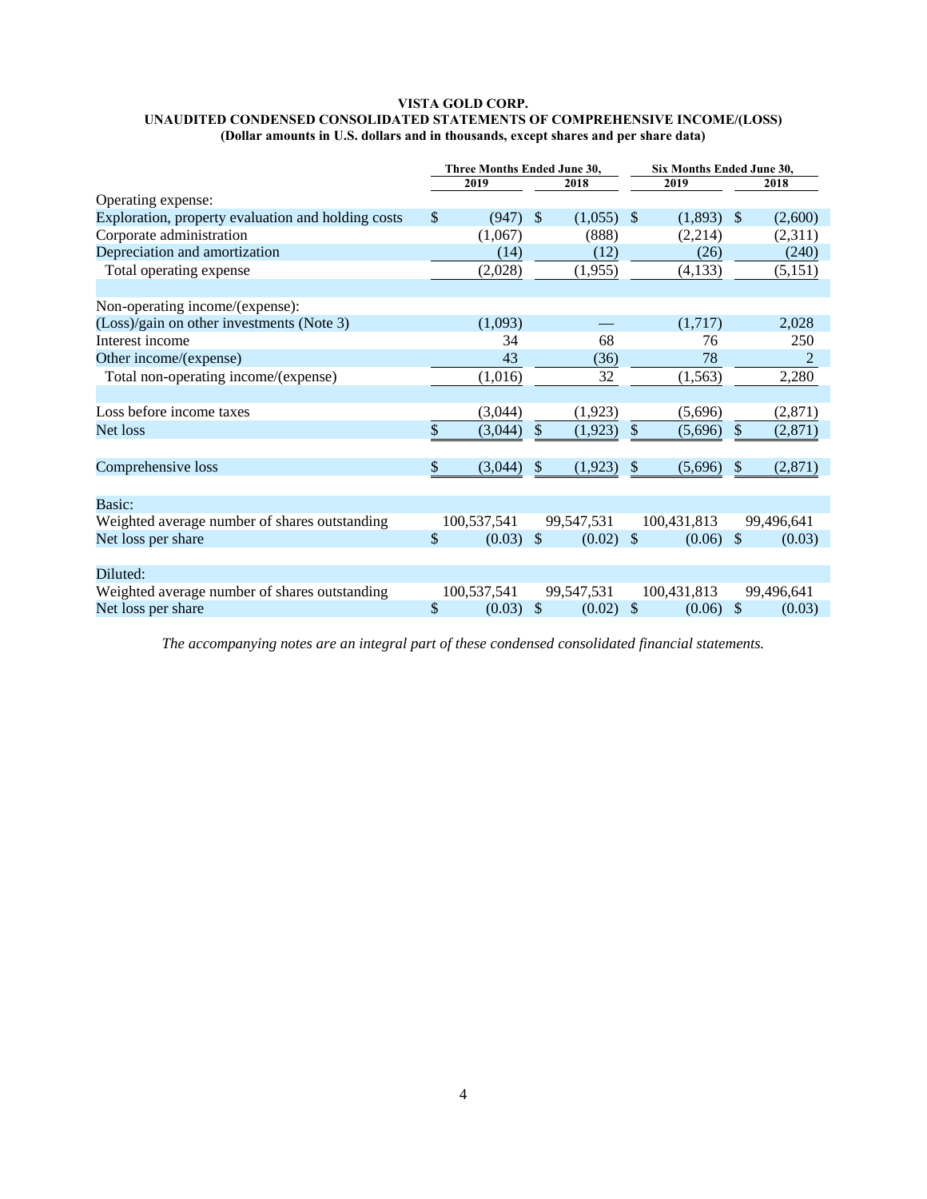**VISTA GOLD CORP.**
**UNAUDITED CONDENSED CONSOLIDATED STATEMENTS OF COMPREHENSIVE INCOME/(LOSS)**
**(Dollar amounts in U.S. dollars and in thousands, except shares and per share data)**

| | Three Months Ended June 30, | | Six Months Ended June 30, | |
|---|---|---|---|---|
| | 2019 | 2018 | 2019 | 2018 |
| Operating expense: | | | | |
| Exploration, property evaluation and holding costs | $ (947) | $ (1,055) | $ (1,893) | $ (2,600) |
| Corporate administration | (1,067) | (888) | (2,214) | (2,311) |
| Depreciation and amortization | (14) | (12) | (26) | (240) |
| Total operating expense | (2,028) | (1,955) | (4,133) | (5,151) |
| | | | | |
| Non-operating income/(expense): | | | | |
| (Loss)/gain on other investments (Note 3) | (1,093) | — | (1,717) | 2,028 |
| Interest income | 34 | 68 | 76 | 250 |
| Other income/(expense) | 43 | (36) | 78 | 2 |
| Total non-operating income/(expense) | (1,016) | 32 | (1,563) | 2,280 |
| | | | | |
| Loss before income taxes | (3,044) | (1,923) | (5,696) | (2,871) |
| Net loss | $ (3,044) | $ (1,923) | $ (5,696) | $ (2,871) |
| | | | | |
| Comprehensive loss | $ (3,044) | $ (1,923) | $ (5,696) | $ (2,871) |
| | | | | |
| Basic: | | | | |
| Weighted average number of shares outstanding | 100,537,541 | 99,547,531 | 100,431,813 | 99,496,641 |
| Net loss per share | $ (0.03) | $ (0.02) | $ (0.06) | $ (0.03) |
| | | | | |
| Diluted: | | | | |
| Weighted average number of shares outstanding | 100,537,541 | 99,547,531 | 100,431,813 | 99,496,641 |
| Net loss per share | $ (0.03) | $ (0.02) | $ (0.06) | $ (0.03) |

*The accompanying notes are an integral part of these condensed consolidated financial statements.*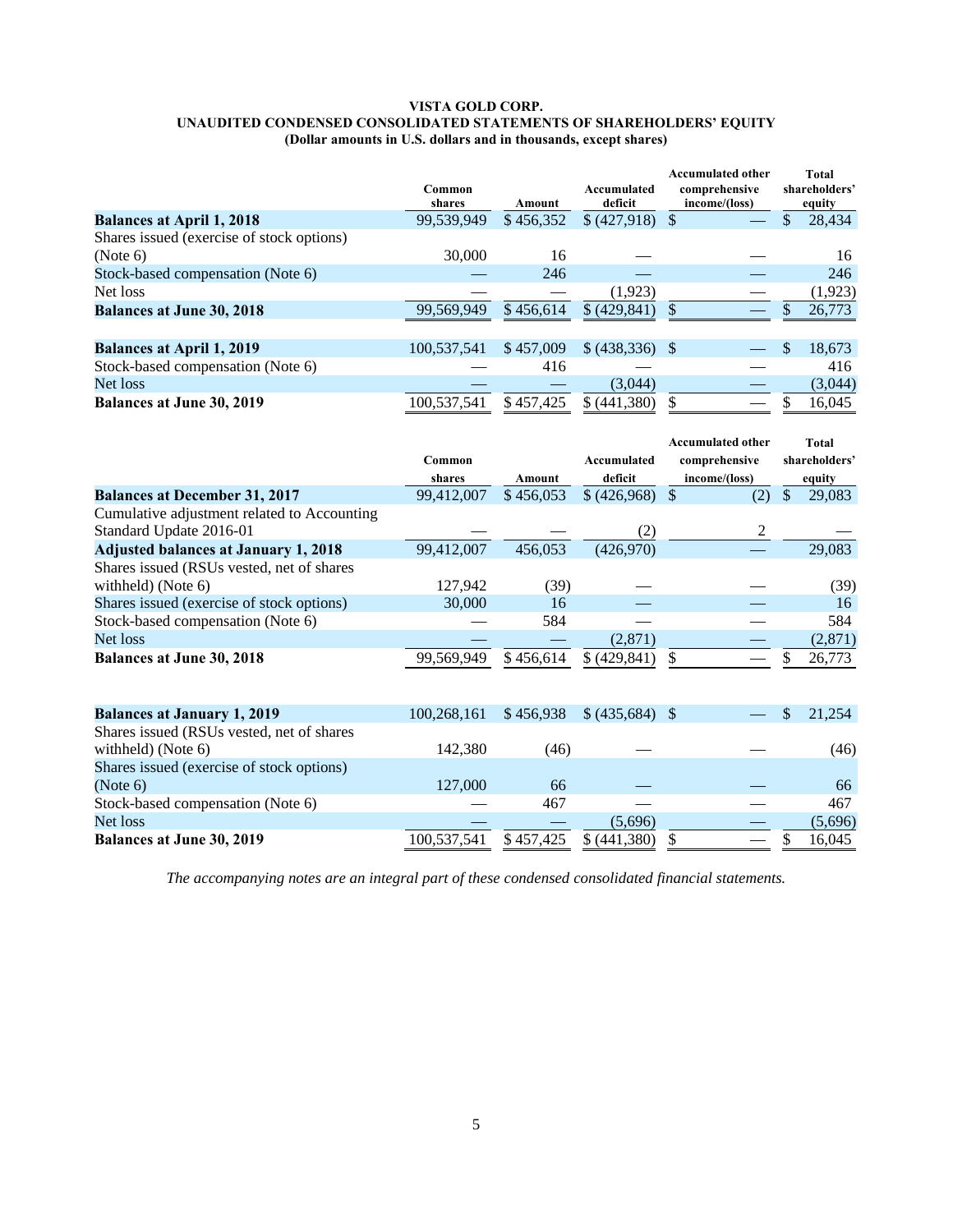**VISTA GOLD CORP.**
**UNAUDITED CONDENSED CONSOLIDATED STATEMENTS OF SHAREHOLDERS' EQUITY**
**(Dollar amounts in U.S. dollars and in thousands, except shares)**

| | Common shares | Amount | Accumulated deficit | Accumulated other comprehensive income/(loss) | Total shareholders' equity |
|---|---|---|---|---|---|
| **Balances at April 1, 2018** | 99,539,949 | $ 456,352 | $ (427,918) | $ — | $ 28,434 |
| Shares issued (exercise of stock options) (Note 6) | 30,000 | 16 | — | — | 16 |
| Stock-based compensation (Note 6) | — | 246 | — | — | 246 |
| Net loss | — | — | (1,923) | — | (1,923) |
| **Balances at June 30, 2018** | 99,569,949 | $ 456,614 | $ (429,841) | $ — | $ 26,773 |
| | | | | | |
| **Balances at April 1, 2019** | 100,537,541 | $ 457,009 | $ (438,336) | $ — | $ 18,673 |
| Stock-based compensation (Note 6) | — | 416 | — | — | 416 |
| Net loss | — | — | (3,044) | — | (3,044) |
| **Balances at June 30, 2019** | 100,537,541 | $ 457,425 | $ (441,380) | $ — | $ 16,045 |

| | Common shares | Amount | Accumulated deficit | Accumulated other comprehensive income/(loss) | Total shareholders' equity |
|---|---|---|---|---|---|
| **Balances at December 31, 2017** | 99,412,007 | $ 456,053 | $ (426,968) | $ (2) | $ 29,083 |
| Cumulative adjustment related to Accounting Standard Update 2016-01 | — | — | (2) | 2 | — |
| **Adjusted balances at January 1, 2018** | 99,412,007 | 456,053 | (426,970) | — | 29,083 |
| Shares issued (RSUs vested, net of shares withheld) (Note 6) | 127,942 | (39) | — | — | (39) |
| Shares issued (exercise of stock options) | 30,000 | 16 | — | — | 16 |
| Stock-based compensation (Note 6) | — | 584 | — | — | 584 |
| Net loss | — | — | (2,871) | — | (2,871) |
| **Balances at June 30, 2018** | 99,569,949 | $ 456,614 | $ (429,841) | $ — | $ 26,773 |
| | | | | | |
| **Balances at January 1, 2019** | 100,268,161 | $ 456,938 | $ (435,684) | $ — | $ 21,254 |
| Shares issued (RSUs vested, net of shares withheld) (Note 6) | 142,380 | (46) | — | — | (46) |
| Shares issued (exercise of stock options) (Note 6) | 127,000 | 66 | — | — | 66 |
| Stock-based compensation (Note 6) | — | 467 | — | — | 467 |
| Net loss | — | — | (5,696) | — | (5,696) |
| **Balances at June 30, 2019** | 100,537,541 | $ 457,425 | $ (441,380) | $ — | $ 16,045 |

*The accompanying notes are an integral part of these condensed consolidated financial statements.*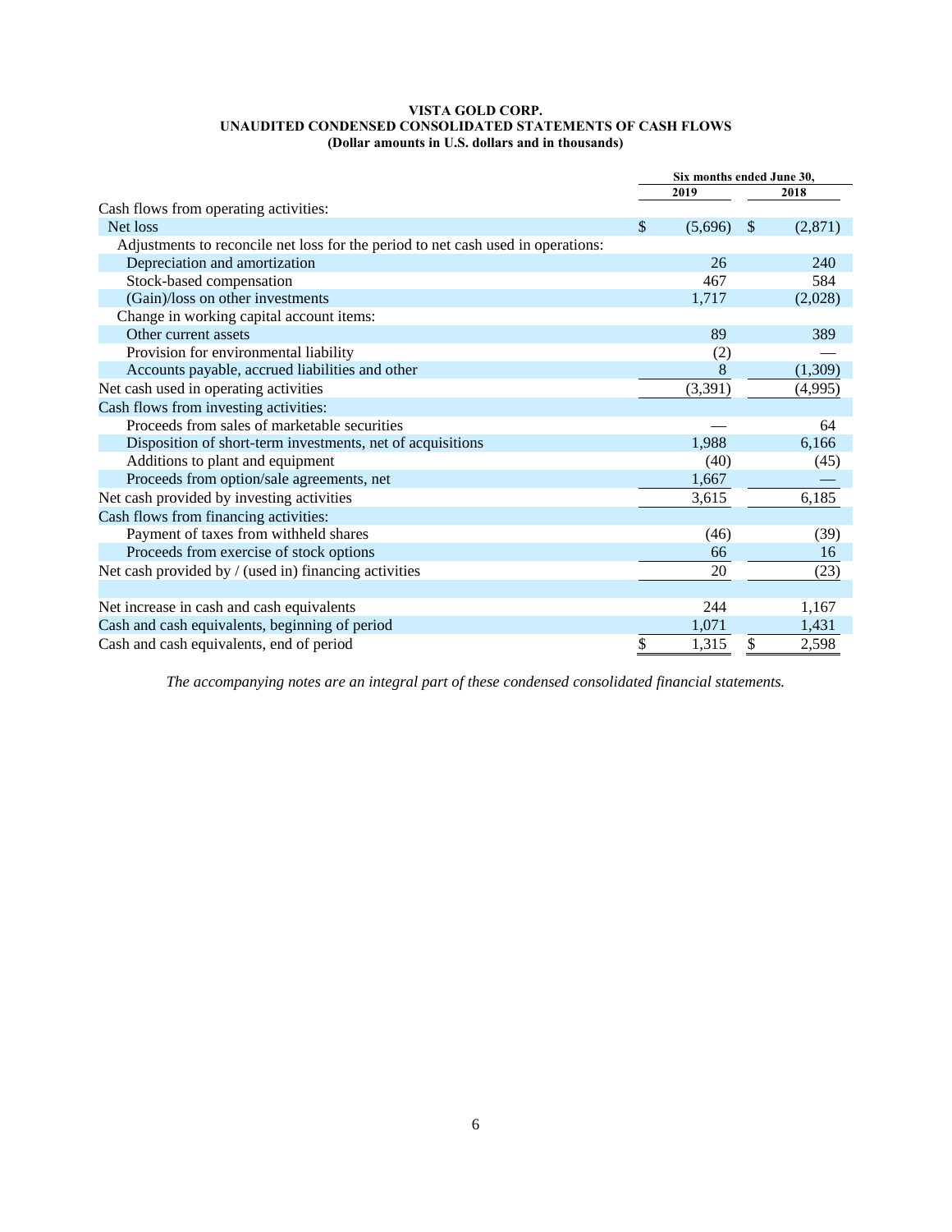**VISTA GOLD CORP.**
**UNAUDITED CONDENSED CONSOLIDATED STATEMENTS OF CASH FLOWS**
**(Dollar amounts in U.S. dollars and in thousands)**

| | Six months ended June 30, | |
|---|---|---|
| | 2019 | 2018 |
| Cash flows from operating activities: | | |
| Net loss | $ (5,696) | $ (2,871) |
| Adjustments to reconcile net loss for the period to net cash used in operations: | | |
| Depreciation and amortization | 26 | 240 |
| Stock-based compensation | 467 | 584 |
| (Gain)/loss on other investments | 1,717 | (2,028) |
| Change in working capital account items: | | |
| Other current assets | 89 | 389 |
| Provision for environmental liability | (2) | — |
| Accounts payable, accrued liabilities and other | 8 | (1,309) |
| Net cash used in operating activities | (3,391) | (4,995) |
| Cash flows from investing activities: | | |
| Proceeds from sales of marketable securities | — | 64 |
| Disposition of short-term investments, net of acquisitions | 1,988 | 6,166 |
| Additions to plant and equipment | (40) | (45) |
| Proceeds from option/sale agreements, net | 1,667 | — |
| Net cash provided by investing activities | 3,615 | 6,185 |
| Cash flows from financing activities: | | |
| Payment of taxes from withheld shares | (46) | (39) |
| Proceeds from exercise of stock options | 66 | 16 |
| Net cash provided by / (used in) financing activities | 20 | (23) |
| | | |
| Net increase in cash and cash equivalents | 244 | 1,167 |
| Cash and cash equivalents, beginning of period | 1,071 | 1,431 |
| Cash and cash equivalents, end of period | $ 1,315 | $ 2,598 |

*The accompanying notes are an integral part of these condensed consolidated financial statements.*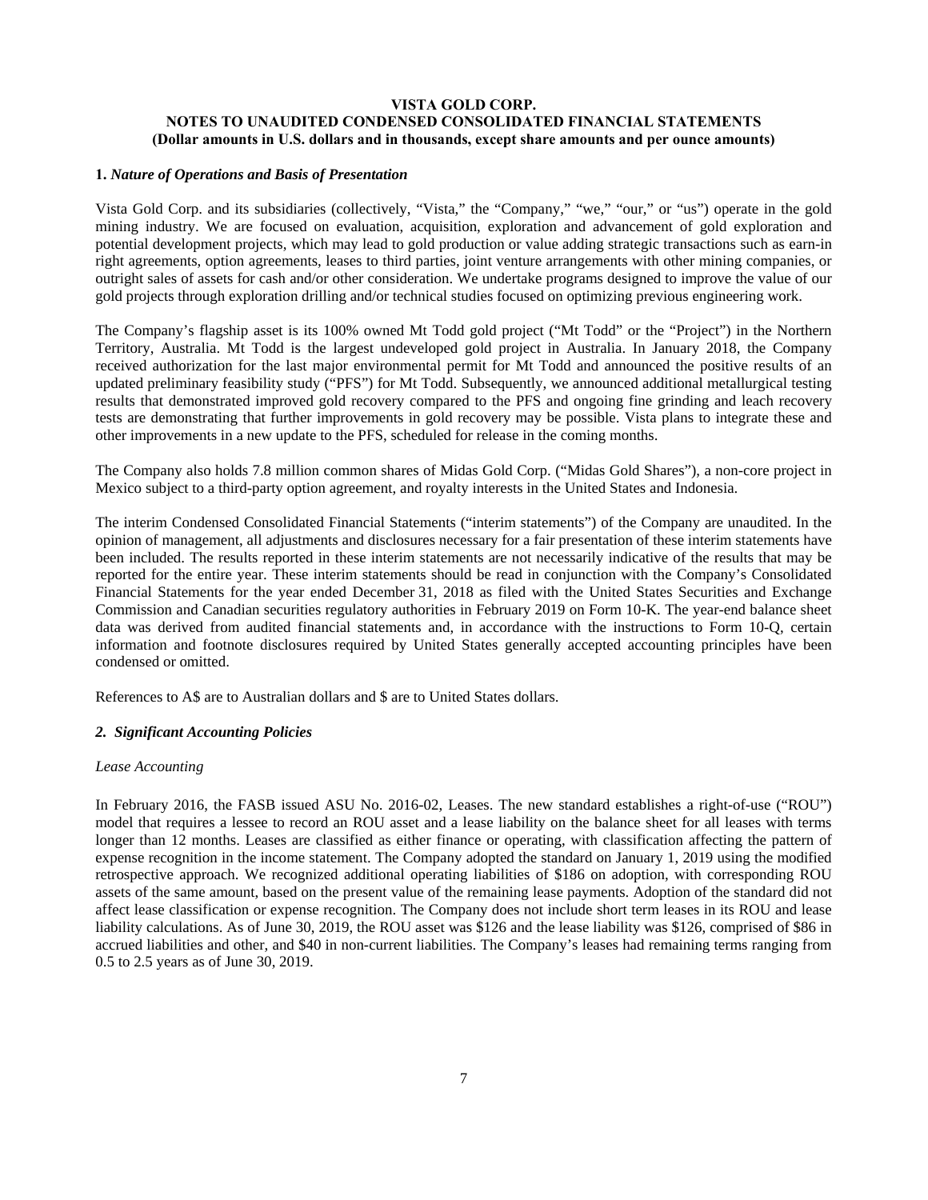**VISTA GOLD CORP.**
**NOTES TO UNAUDITED CONDENSED CONSOLIDATED FINANCIAL STATEMENTS**
**(Dollar amounts in U.S. dollars and in thousands, except share amounts and per ounce amounts)**

## 1. *Nature of Operations and Basis of Presentation*

Vista Gold Corp. and its subsidiaries (collectively, "Vista," the "Company," "we," "our," or "us") operate in the gold mining industry. We are focused on evaluation, acquisition, exploration and advancement of gold exploration and potential development projects, which may lead to gold production or value adding strategic transactions such as earn-in right agreements, option agreements, leases to third parties, joint venture arrangements with other mining companies, or outright sales of assets for cash and/or other consideration. We undertake programs designed to improve the value of our gold projects through exploration drilling and/or technical studies focused on optimizing previous engineering work.

The Company's flagship asset is its 100% owned Mt Todd gold project ("Mt Todd" or the "Project") in the Northern Territory, Australia. Mt Todd is the largest undeveloped gold project in Australia. In January 2018, the Company received authorization for the last major environmental permit for Mt Todd and announced the positive results of an updated preliminary feasibility study ("PFS") for Mt Todd. Subsequently, we announced additional metallurgical testing results that demonstrated improved gold recovery compared to the PFS and ongoing fine grinding and leach recovery tests are demonstrating that further improvements in gold recovery may be possible. Vista plans to integrate these and other improvements in a new update to the PFS, scheduled for release in the coming months.

The Company also holds 7.8 million common shares of Midas Gold Corp. ("Midas Gold Shares"), a non-core project in Mexico subject to a third-party option agreement, and royalty interests in the United States and Indonesia.

The interim Condensed Consolidated Financial Statements ("interim statements") of the Company are unaudited. In the opinion of management, all adjustments and disclosures necessary for a fair presentation of these interim statements have been included. The results reported in these interim statements are not necessarily indicative of the results that may be reported for the entire year. These interim statements should be read in conjunction with the Company's Consolidated Financial Statements for the year ended December 31, 2018 as filed with the United States Securities and Exchange Commission and Canadian securities regulatory authorities in February 2019 on Form 10-K. The year-end balance sheet data was derived from audited financial statements and, in accordance with the instructions to Form 10-Q, certain information and footnote disclosures required by United States generally accepted accounting principles have been condensed or omitted.

References to A$ are to Australian dollars and $ are to United States dollars.

## *2. Significant Accounting Policies*

*Lease Accounting*

In February 2016, the FASB issued ASU No. 2016-02, Leases. The new standard establishes a right-of-use ("ROU") model that requires a lessee to record an ROU asset and a lease liability on the balance sheet for all leases with terms longer than 12 months. Leases are classified as either finance or operating, with classification affecting the pattern of expense recognition in the income statement. The Company adopted the standard on January 1, 2019 using the modified retrospective approach. We recognized additional operating liabilities of $186 on adoption, with corresponding ROU assets of the same amount, based on the present value of the remaining lease payments. Adoption of the standard did not affect lease classification or expense recognition. The Company does not include short term leases in its ROU and lease liability calculations. As of June 30, 2019, the ROU asset was $126 and the lease liability was $126, comprised of $86 in accrued liabilities and other, and $40 in non-current liabilities. The Company's leases had remaining terms ranging from 0.5 to 2.5 years as of June 30, 2019.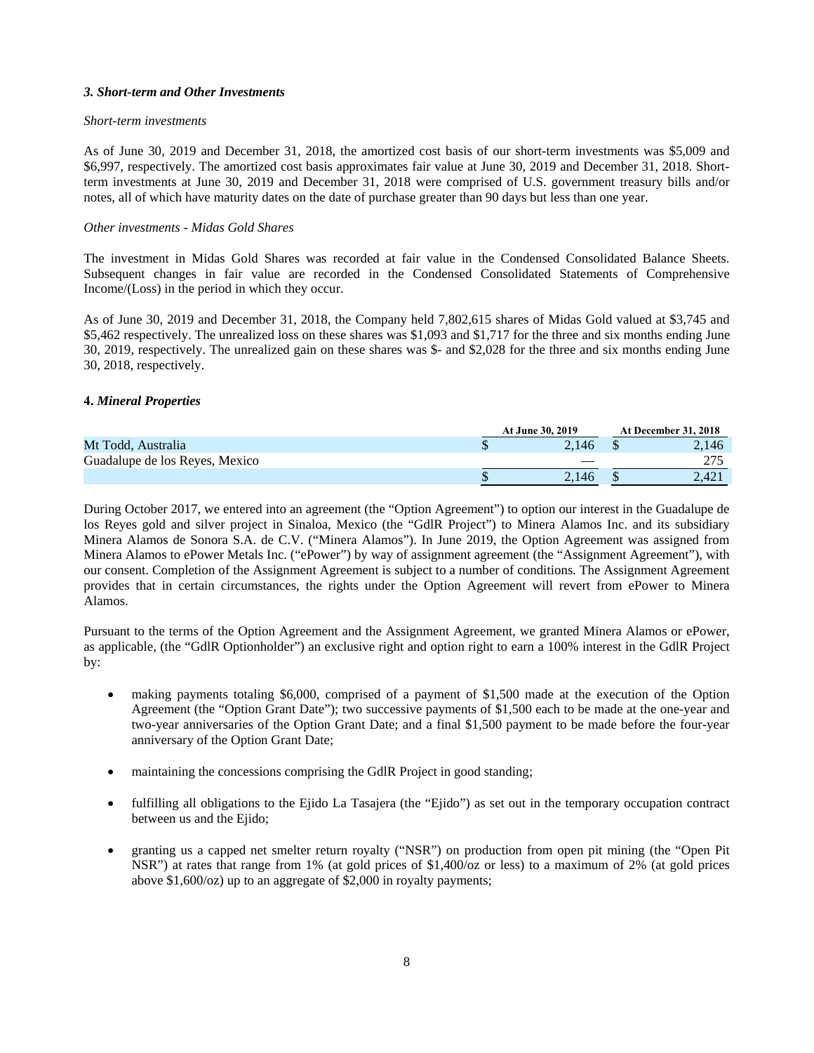### *3. Short-term and Other Investments*

*Short-term investments*

As of June 30, 2019 and December 31, 2018, the amortized cost basis of our short-term investments was $5,009 and $6,997, respectively. The amortized cost basis approximates fair value at June 30, 2019 and December 31, 2018. Short-term investments at June 30, 2019 and December 31, 2018 were comprised of U.S. government treasury bills and/or notes, all of which have maturity dates on the date of purchase greater than 90 days but less than one year.

*Other investments - Midas Gold Shares*

The investment in Midas Gold Shares was recorded at fair value in the Condensed Consolidated Balance Sheets. Subsequent changes in fair value are recorded in the Condensed Consolidated Statements of Comprehensive Income/(Loss) in the period in which they occur.

As of June 30, 2019 and December 31, 2018, the Company held 7,802,615 shares of Midas Gold valued at $3,745 and $5,462 respectively. The unrealized loss on these shares was $1,093 and $1,717 for the three and six months ending June 30, 2019, respectively. The unrealized gain on these shares was $- and $2,028 for the three and six months ending June 30, 2018, respectively.

### 4. *Mineral Properties*

| | At June 30, 2019 | At December 31, 2018 |
|---|---|---|
| Mt Todd, Australia | $ 2,146 | $ 2,146 |
| Guadalupe de los Reyes, Mexico | — | 275 |
| | $ 2,146 | $ 2,421 |

During October 2017, we entered into an agreement (the "Option Agreement") to option our interest in the Guadalupe de los Reyes gold and silver project in Sinaloa, Mexico (the "GdlR Project") to Minera Alamos Inc. and its subsidiary Minera Alamos de Sonora S.A. de C.V. ("Minera Alamos"). In June 2019, the Option Agreement was assigned from Minera Alamos to ePower Metals Inc. ("ePower") by way of assignment agreement (the "Assignment Agreement"), with our consent. Completion of the Assignment Agreement is subject to a number of conditions. The Assignment Agreement provides that in certain circumstances, the rights under the Option Agreement will revert from ePower to Minera Alamos.

Pursuant to the terms of the Option Agreement and the Assignment Agreement, we granted Minera Alamos or ePower, as applicable, (the "GdlR Optionholder") an exclusive right and option right to earn a 100% interest in the GdlR Project by:

- making payments totaling $6,000, comprised of a payment of $1,500 made at the execution of the Option Agreement (the "Option Grant Date"); two successive payments of $1,500 each to be made at the one-year and two-year anniversaries of the Option Grant Date; and a final $1,500 payment to be made before the four-year anniversary of the Option Grant Date;

- maintaining the concessions comprising the GdlR Project in good standing;

- fulfilling all obligations to the Ejido La Tasajera (the "Ejido") as set out in the temporary occupation contract between us and the Ejido;

- granting us a capped net smelter return royalty ("NSR") on production from open pit mining (the "Open Pit NSR") at rates that range from 1% (at gold prices of $1,400/oz or less) to a maximum of 2% (at gold prices above $1,600/oz) up to an aggregate of $2,000 in royalty payments;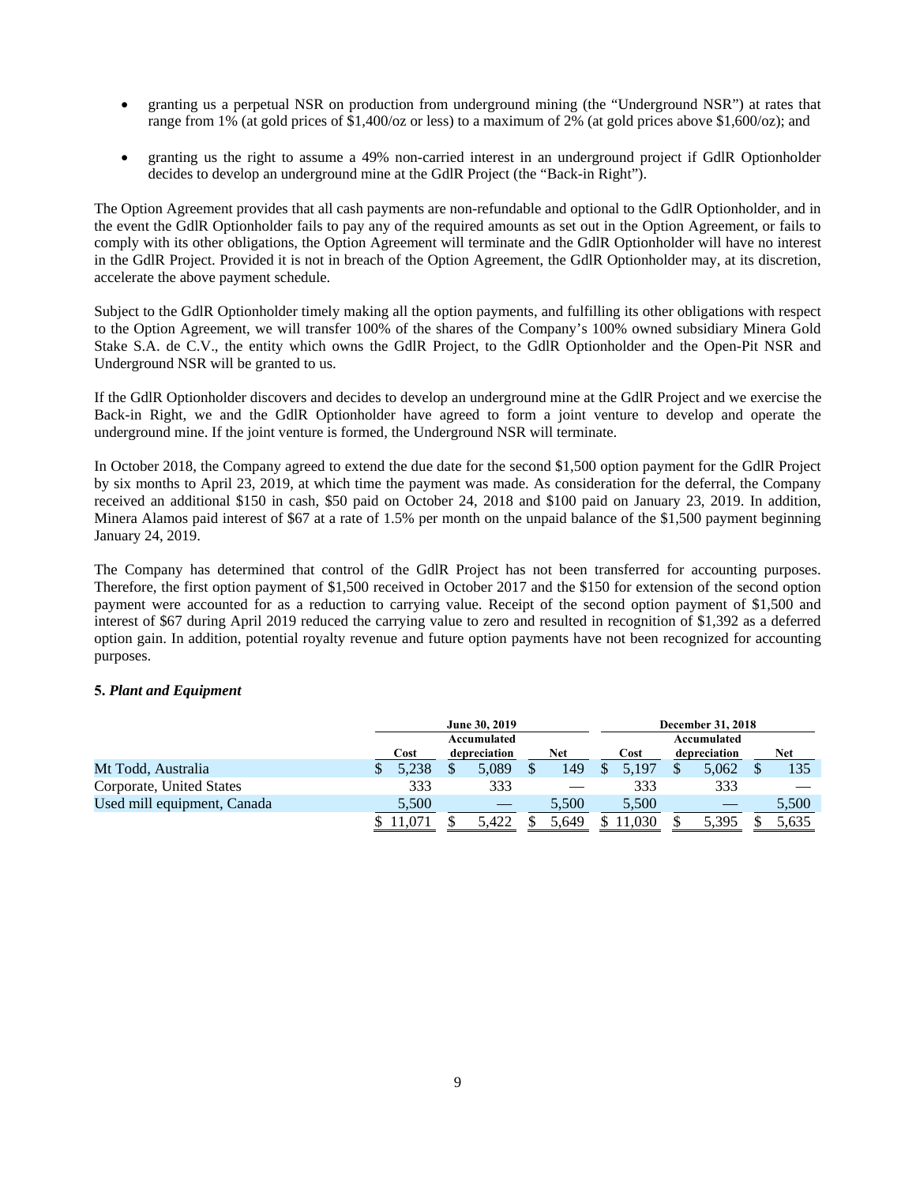- granting us a perpetual NSR on production from underground mining (the "Underground NSR") at rates that range from 1% (at gold prices of $1,400/oz or less) to a maximum of 2% (at gold prices above $1,600/oz); and

- granting us the right to assume a 49% non-carried interest in an underground project if GdlR Optionholder decides to develop an underground mine at the GdlR Project (the "Back-in Right").

The Option Agreement provides that all cash payments are non-refundable and optional to the GdlR Optionholder, and in the event the GdlR Optionholder fails to pay any of the required amounts as set out in the Option Agreement, or fails to comply with its other obligations, the Option Agreement will terminate and the GdlR Optionholder will have no interest in the GdlR Project. Provided it is not in breach of the Option Agreement, the GdlR Optionholder may, at its discretion, accelerate the above payment schedule.

Subject to the GdlR Optionholder timely making all the option payments, and fulfilling its other obligations with respect to the Option Agreement, we will transfer 100% of the shares of the Company's 100% owned subsidiary Minera Gold Stake S.A. de C.V., the entity which owns the GdlR Project, to the GdlR Optionholder and the Open-Pit NSR and Underground NSR will be granted to us.

If the GdlR Optionholder discovers and decides to develop an underground mine at the GdlR Project and we exercise the Back-in Right, we and the GdlR Optionholder have agreed to form a joint venture to develop and operate the underground mine. If the joint venture is formed, the Underground NSR will terminate.

In October 2018, the Company agreed to extend the due date for the second $1,500 option payment for the GdlR Project by six months to April 23, 2019, at which time the payment was made. As consideration for the deferral, the Company received an additional $150 in cash, $50 paid on October 24, 2018 and $100 paid on January 23, 2019. In addition, Minera Alamos paid interest of $67 at a rate of 1.5% per month on the unpaid balance of the $1,500 payment beginning January 24, 2019.

The Company has determined that control of the GdlR Project has not been transferred for accounting purposes. Therefore, the first option payment of $1,500 received in October 2017 and the $150 for extension of the second option payment were accounted for as a reduction to carrying value. Receipt of the second option payment of $1,500 and interest of $67 during April 2019 reduced the carrying value to zero and resulted in recognition of $1,392 as a deferred option gain. In addition, potential royalty revenue and future option payments have not been recognized for accounting purposes.

**5. *Plant and Equipment***

| | June 30, 2019 | | | December 31, 2018 | | |
|---|---|---|---|---|---|---|
| | Cost | Accumulated depreciation | Net | Cost | Accumulated depreciation | Net |
| Mt Todd, Australia | $ 5,238 | $ 5,089 | $ 149 | $ 5,197 | $ 5,062 | $ 135 |
| Corporate, United States | 333 | 333 | — | 333 | 333 | — |
| Used mill equipment, Canada | 5,500 | — | 5,500 | 5,500 | — | 5,500 |
| | $ 11,071 | $ 5,422 | $ 5,649 | $ 11,030 | $ 5,395 | $ 5,635 |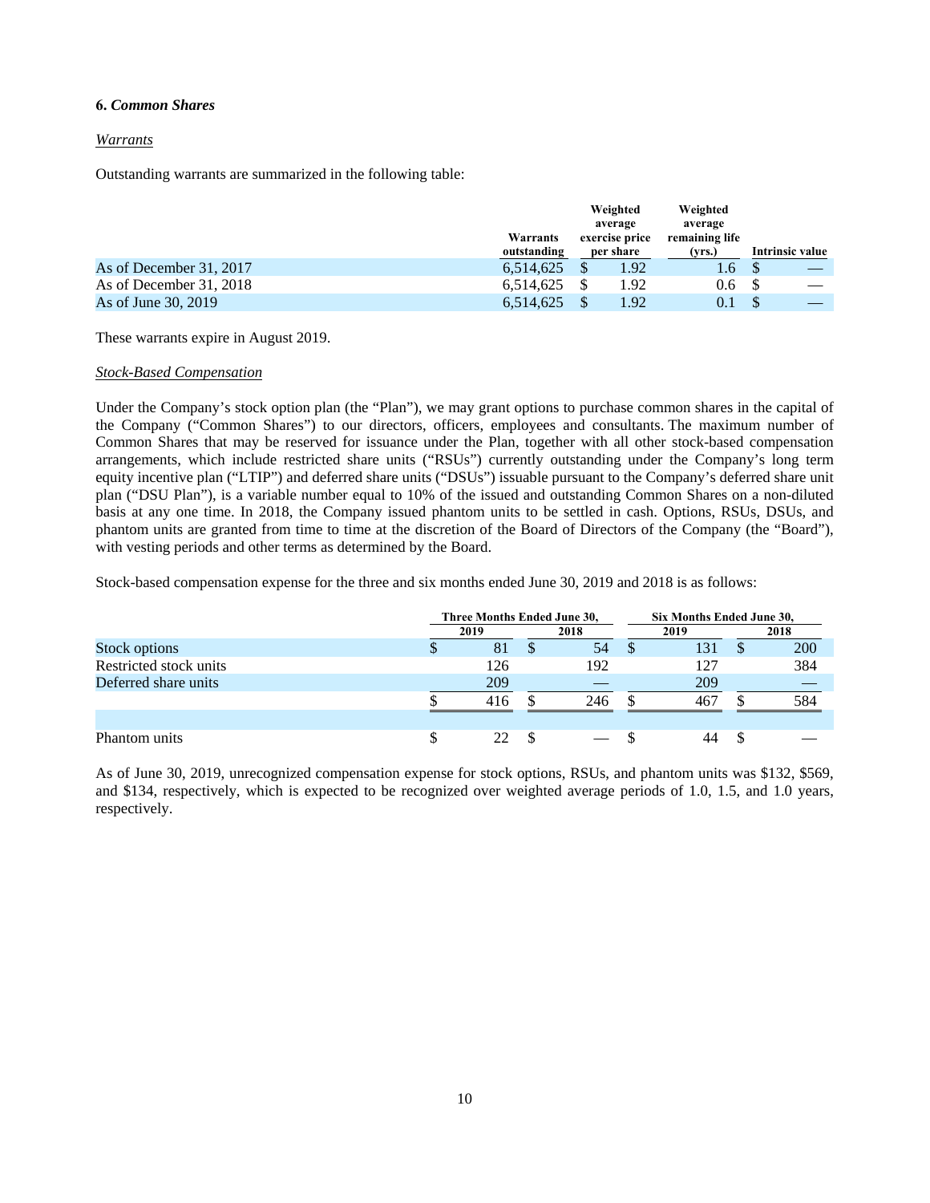### 6. *Common Shares*

*Warrants*

Outstanding warrants are summarized in the following table:

| | Warrants outstanding | Weighted average exercise price per share | Weighted average remaining life (yrs.) | Intrinsic value |
|---|---|---|---|---|
| As of December 31, 2017 | 6,514,625 | $ 1.92 | 1.6 | $ — |
| As of December 31, 2018 | 6,514,625 | $ 1.92 | 0.6 | $ — |
| As of June 30, 2019 | 6,514,625 | $ 1.92 | 0.1 | $ — |

These warrants expire in August 2019.

*Stock-Based Compensation*

Under the Company's stock option plan (the "Plan"), we may grant options to purchase common shares in the capital of the Company ("Common Shares") to our directors, officers, employees and consultants. The maximum number of Common Shares that may be reserved for issuance under the Plan, together with all other stock-based compensation arrangements, which include restricted share units ("RSUs") currently outstanding under the Company's long term equity incentive plan ("LTIP") and deferred share units ("DSUs") issuable pursuant to the Company's deferred share unit plan ("DSU Plan"), is a variable number equal to 10% of the issued and outstanding Common Shares on a non-diluted basis at any one time. In 2018, the Company issued phantom units to be settled in cash. Options, RSUs, DSUs, and phantom units are granted from time to time at the discretion of the Board of Directors of the Company (the "Board"), with vesting periods and other terms as determined by the Board.

Stock-based compensation expense for the three and six months ended June 30, 2019 and 2018 is as follows:

| | Three Months Ended June 30, | | Six Months Ended June 30, | |
|---|---|---|---|---|
| | 2019 | 2018 | 2019 | 2018 |
| Stock options | $ 81 | $ 54 | $ 131 | $ 200 |
| Restricted stock units | 126 | 192 | 127 | 384 |
| Deferred share units | 209 | — | 209 | — |
| | $ 416 | $ 246 | $ 467 | $ 584 |
| | | | | |
| Phantom units | $ 22 | $ — | $ 44 | $ — |

As of June 30, 2019, unrecognized compensation expense for stock options, RSUs, and phantom units was $132, $569, and $134, respectively, which is expected to be recognized over weighted average periods of 1.0, 1.5, and 1.0 years, respectively.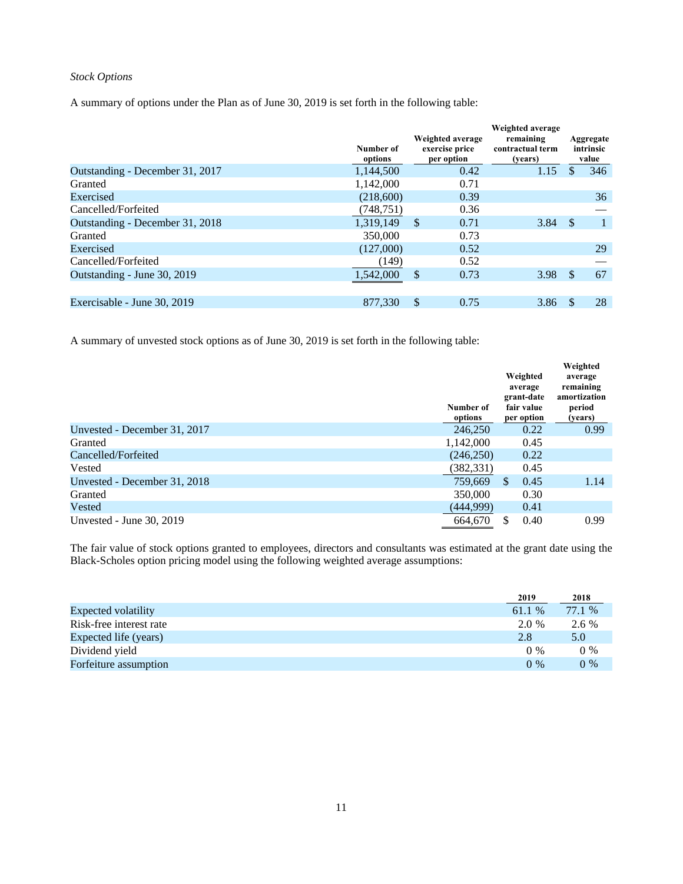*Stock Options*

A summary of options under the Plan as of June 30, 2019 is set forth in the following table:

| | Number of options | Weighted average exercise price per option | Weighted average remaining contractual term (years) | Aggregate intrinsic value |
|---|---|---|---|---|
| Outstanding - December 31, 2017 | 1,144,500 | 0.42 | 1.15 | $ 346 |
| Granted | 1,142,000 | 0.71 | | |
| Exercised | (218,600) | 0.39 | | 36 |
| Cancelled/Forfeited | (748,751) | 0.36 | | — |
| Outstanding - December 31, 2018 | 1,319,149 | $ 0.71 | 3.84 | $ 1 |
| Granted | 350,000 | 0.73 | | |
| Exercised | (127,000) | 0.52 | | 29 |
| Cancelled/Forfeited | (149) | 0.52 | | — |
| Outstanding - June 30, 2019 | 1,542,000 | $ 0.73 | 3.98 | $ 67 |
| | | | | |
| Exercisable - June 30, 2019 | 877,330 | $ 0.75 | 3.86 | $ 28 |

A summary of unvested stock options as of June 30, 2019 is set forth in the following table:

| | Number of options | Weighted average grant-date fair value per option | Weighted average remaining amortization period (years) |
|---|---|---|---|
| Unvested - December 31, 2017 | 246,250 | 0.22 | 0.99 |
| Granted | 1,142,000 | 0.45 | |
| Cancelled/Forfeited | (246,250) | 0.22 | |
| Vested | (382,331) | 0.45 | |
| Unvested - December 31, 2018 | 759,669 | $ 0.45 | 1.14 |
| Granted | 350,000 | 0.30 | |
| Vested | (444,999) | 0.41 | |
| Unvested - June 30, 2019 | 664,670 | $ 0.40 | 0.99 |

The fair value of stock options granted to employees, directors and consultants was estimated at the grant date using the Black-Scholes option pricing model using the following weighted average assumptions:

| | 2019 | 2018 |
|---|---|---|
| Expected volatility | 61.1 % | 77.1 % |
| Risk-free interest rate | 2.0 % | 2.6 % |
| Expected life (years) | 2.8 | 5.0 |
| Dividend yield | 0 % | 0 % |
| Forfeiture assumption | 0 % | 0 % |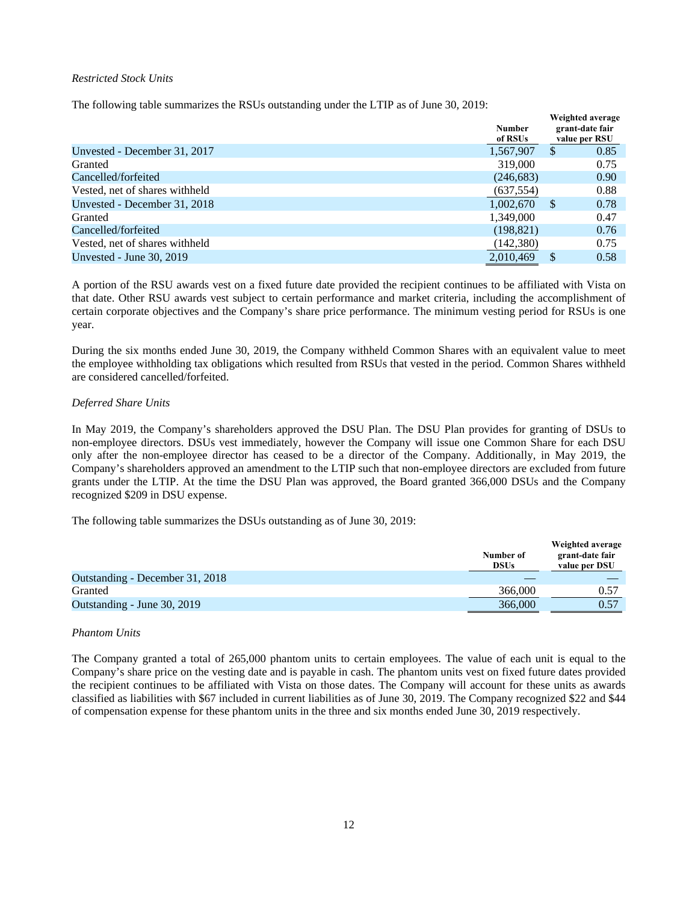*Restricted Stock Units*

The following table summarizes the RSUs outstanding under the LTIP as of June 30, 2019:

| | Number of RSUs | Weighted average grant-date fair value per RSU |
|---|---|---|
| Unvested - December 31, 2017 | 1,567,907 | $ 0.85 |
| Granted | 319,000 | 0.75 |
| Cancelled/forfeited | (246,683) | 0.90 |
| Vested, net of shares withheld | (637,554) | 0.88 |
| Unvested - December 31, 2018 | 1,002,670 | $ 0.78 |
| Granted | 1,349,000 | 0.47 |
| Cancelled/forfeited | (198,821) | 0.76 |
| Vested, net of shares withheld | (142,380) | 0.75 |
| Unvested - June 30, 2019 | 2,010,469 | $ 0.58 |

A portion of the RSU awards vest on a fixed future date provided the recipient continues to be affiliated with Vista on that date. Other RSU awards vest subject to certain performance and market criteria, including the accomplishment of certain corporate objectives and the Company's share price performance. The minimum vesting period for RSUs is one year.

During the six months ended June 30, 2019, the Company withheld Common Shares with an equivalent value to meet the employee withholding tax obligations which resulted from RSUs that vested in the period. Common Shares withheld are considered cancelled/forfeited.

*Deferred Share Units*

In May 2019, the Company's shareholders approved the DSU Plan. The DSU Plan provides for granting of DSUs to non-employee directors. DSUs vest immediately, however the Company will issue one Common Share for each DSU only after the non-employee director has ceased to be a director of the Company. Additionally, in May 2019, the Company's shareholders approved an amendment to the LTIP such that non-employee directors are excluded from future grants under the LTIP. At the time the DSU Plan was approved, the Board granted 366,000 DSUs and the Company recognized $209 in DSU expense.

The following table summarizes the DSUs outstanding as of June 30, 2019:

| | Number of DSUs | Weighted average grant-date fair value per DSU |
|---|---|---|
| Outstanding - December 31, 2018 | — | — |
| Granted | 366,000 | 0.57 |
| Outstanding - June 30, 2019 | 366,000 | 0.57 |

*Phantom Units*

The Company granted a total of 265,000 phantom units to certain employees. The value of each unit is equal to the Company's share price on the vesting date and is payable in cash. The phantom units vest on fixed future dates provided the recipient continues to be affiliated with Vista on those dates. The Company will account for these units as awards classified as liabilities with $67 included in current liabilities as of June 30, 2019. The Company recognized $22 and $44 of compensation expense for these phantom units in the three and six months ended June 30, 2019 respectively.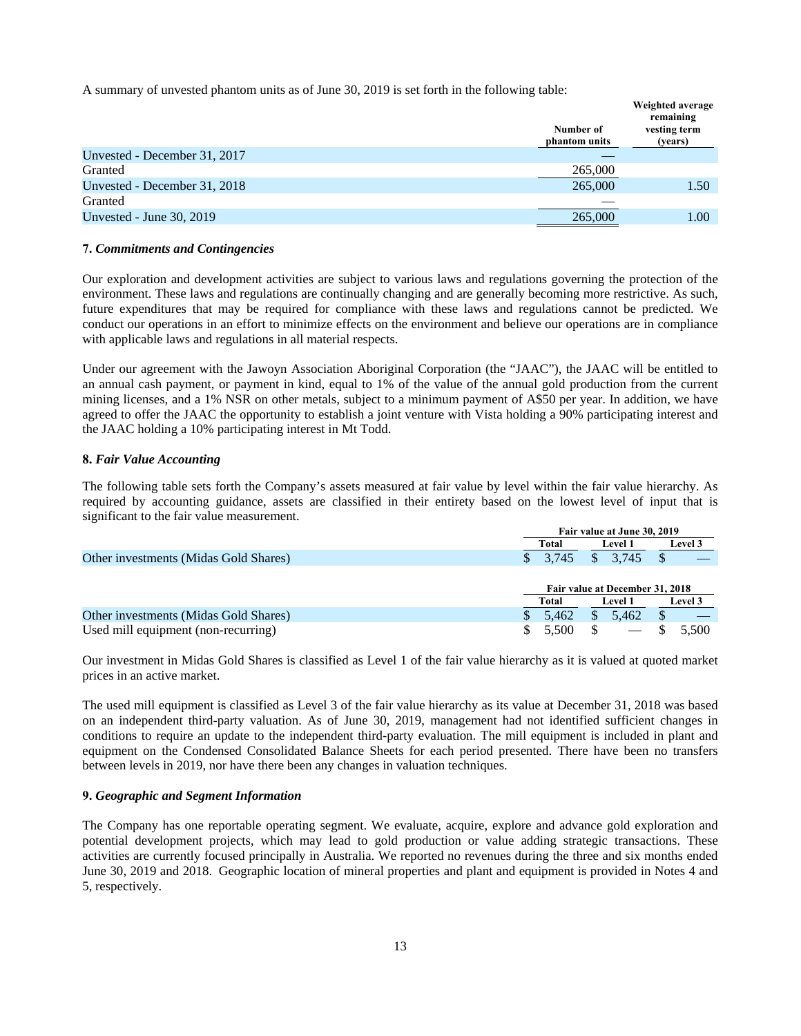A summary of unvested phantom units as of June 30, 2019 is set forth in the following table:

| | Number of phantom units | Weighted average remaining vesting term (years) |
|---|---|---|
| Unvested - December 31, 2017 | — | |
| Granted | 265,000 | |
| Unvested - December 31, 2018 | 265,000 | 1.50 |
| Granted | — | |
| Unvested - June 30, 2019 | 265,000 | 1.00 |

**7.** ***Commitments and Contingencies***

Our exploration and development activities are subject to various laws and regulations governing the protection of the environment. These laws and regulations are continually changing and are generally becoming more restrictive. As such, future expenditures that may be required for compliance with these laws and regulations cannot be predicted. We conduct our operations in an effort to minimize effects on the environment and believe our operations are in compliance with applicable laws and regulations in all material respects.

Under our agreement with the Jawoyn Association Aboriginal Corporation (the "JAAC"), the JAAC will be entitled to an annual cash payment, or payment in kind, equal to 1% of the value of the annual gold production from the current mining licenses, and a 1% NSR on other metals, subject to a minimum payment of A$50 per year. In addition, we have agreed to offer the JAAC the opportunity to establish a joint venture with Vista holding a 90% participating interest and the JAAC holding a 10% participating interest in Mt Todd.

**8.** ***Fair Value Accounting***

The following table sets forth the Company's assets measured at fair value by level within the fair value hierarchy. As required by accounting guidance, assets are classified in their entirety based on the lowest level of input that is significant to the fair value measurement.

| | Fair value at June 30, 2019 | | |
|---|---|---|---|
| | Total | Level 1 | Level 3 |
| Other investments (Midas Gold Shares) | $ 3,745 | $ 3,745 | $ — |

| | Fair value at December 31, 2018 | | |
|---|---|---|---|
| | Total | Level 1 | Level 3 |
| Other investments (Midas Gold Shares) | $ 5,462 | $ 5,462 | $ — |
| Used mill equipment (non-recurring) | $ 5,500 | $ — | $ 5,500 |

Our investment in Midas Gold Shares is classified as Level 1 of the fair value hierarchy as it is valued at quoted market prices in an active market.

The used mill equipment is classified as Level 3 of the fair value hierarchy as its value at December 31, 2018 was based on an independent third-party valuation. As of June 30, 2019, management had not identified sufficient changes in conditions to require an update to the independent third-party evaluation. The mill equipment is included in plant and equipment on the Condensed Consolidated Balance Sheets for each period presented. There have been no transfers between levels in 2019, nor have there been any changes in valuation techniques.

**9.** ***Geographic and Segment Information***

The Company has one reportable operating segment. We evaluate, acquire, explore and advance gold exploration and potential development projects, which may lead to gold production or value adding strategic transactions. These activities are currently focused principally in Australia. We reported no revenues during the three and six months ended June 30, 2019 and 2018. Geographic location of mineral properties and plant and equipment is provided in Notes 4 and 5, respectively.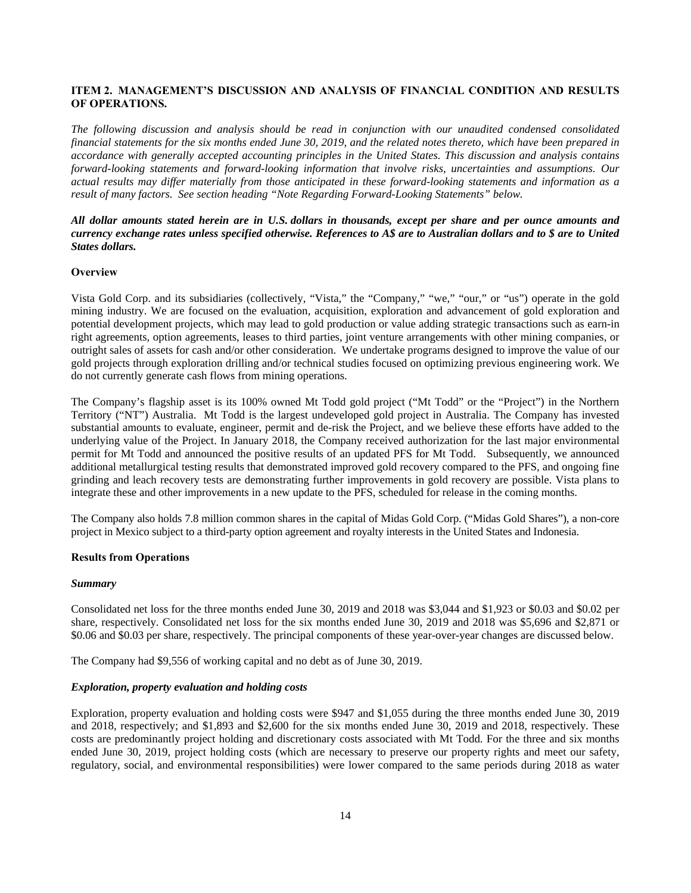## ITEM 2. MANAGEMENT'S DISCUSSION AND ANALYSIS OF FINANCIAL CONDITION AND RESULTS OF OPERATIONS.

*The following discussion and analysis should be read in conjunction with our unaudited condensed consolidated financial statements for the six months ended June 30, 2019, and the related notes thereto, which have been prepared in accordance with generally accepted accounting principles in the United States. This discussion and analysis contains forward-looking statements and forward-looking information that involve risks, uncertainties and assumptions. Our actual results may differ materially from those anticipated in these forward-looking statements and information as a result of many factors. See section heading "Note Regarding Forward-Looking Statements" below.*

***All dollar amounts stated herein are in U.S. dollars in thousands, except per share and per ounce amounts and currency exchange rates unless specified otherwise. References to A$ are to Australian dollars and to $ are to United States dollars.***

### Overview

Vista Gold Corp. and its subsidiaries (collectively, "Vista," the "Company," "we," "our," or "us") operate in the gold mining industry. We are focused on the evaluation, acquisition, exploration and advancement of gold exploration and potential development projects, which may lead to gold production or value adding strategic transactions such as earn-in right agreements, option agreements, leases to third parties, joint venture arrangements with other mining companies, or outright sales of assets for cash and/or other consideration. We undertake programs designed to improve the value of our gold projects through exploration drilling and/or technical studies focused on optimizing previous engineering work. We do not currently generate cash flows from mining operations.

The Company's flagship asset is its 100% owned Mt Todd gold project ("Mt Todd" or the "Project") in the Northern Territory ("NT") Australia. Mt Todd is the largest undeveloped gold project in Australia. The Company has invested substantial amounts to evaluate, engineer, permit and de-risk the Project, and we believe these efforts have added to the underlying value of the Project. In January 2018, the Company received authorization for the last major environmental permit for Mt Todd and announced the positive results of an updated PFS for Mt Todd. Subsequently, we announced additional metallurgical testing results that demonstrated improved gold recovery compared to the PFS, and ongoing fine grinding and leach recovery tests are demonstrating further improvements in gold recovery are possible. Vista plans to integrate these and other improvements in a new update to the PFS, scheduled for release in the coming months.

The Company also holds 7.8 million common shares in the capital of Midas Gold Corp. ("Midas Gold Shares"), a non-core project in Mexico subject to a third-party option agreement and royalty interests in the United States and Indonesia.

### Results from Operations

#### *Summary*

Consolidated net loss for the three months ended June 30, 2019 and 2018 was $3,044 and $1,923 or $0.03 and $0.02 per share, respectively. Consolidated net loss for the six months ended June 30, 2019 and 2018 was $5,696 and $2,871 or $0.06 and $0.03 per share, respectively. The principal components of these year-over-year changes are discussed below.

The Company had $9,556 of working capital and no debt as of June 30, 2019.

#### *Exploration, property evaluation and holding costs*

Exploration, property evaluation and holding costs were $947 and $1,055 during the three months ended June 30, 2019 and 2018, respectively; and $1,893 and $2,600 for the six months ended June 30, 2019 and 2018, respectively. These costs are predominantly project holding and discretionary costs associated with Mt Todd. For the three and six months ended June 30, 2019, project holding costs (which are necessary to preserve our property rights and meet our safety, regulatory, social, and environmental responsibilities) were lower compared to the same periods during 2018 as water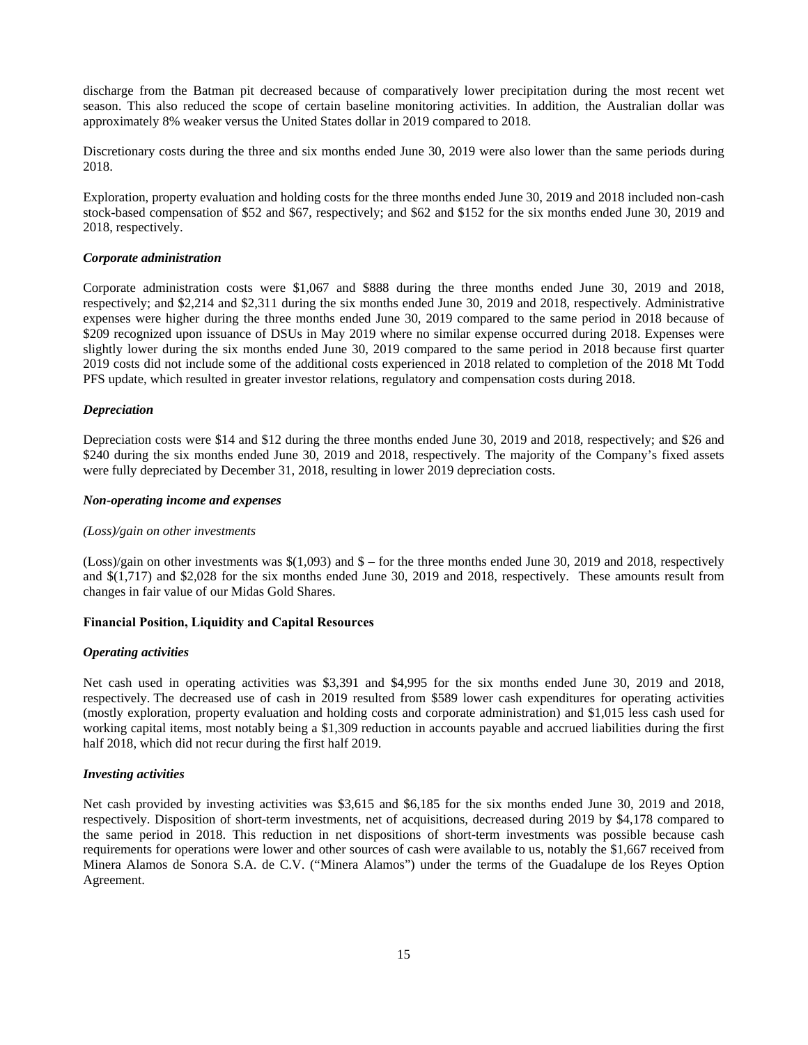discharge from the Batman pit decreased because of comparatively lower precipitation during the most recent wet season. This also reduced the scope of certain baseline monitoring activities. In addition, the Australian dollar was approximately 8% weaker versus the United States dollar in 2019 compared to 2018.

Discretionary costs during the three and six months ended June 30, 2019 were also lower than the same periods during 2018.

Exploration, property evaluation and holding costs for the three months ended June 30, 2019 and 2018 included non-cash stock-based compensation of $52 and $67, respectively; and $62 and $152 for the six months ended June 30, 2019 and 2018, respectively.

### *Corporate administration*

Corporate administration costs were $1,067 and $888 during the three months ended June 30, 2019 and 2018, respectively; and $2,214 and $2,311 during the six months ended June 30, 2019 and 2018, respectively. Administrative expenses were higher during the three months ended June 30, 2019 compared to the same period in 2018 because of $209 recognized upon issuance of DSUs in May 2019 where no similar expense occurred during 2018. Expenses were slightly lower during the six months ended June 30, 2019 compared to the same period in 2018 because first quarter 2019 costs did not include some of the additional costs experienced in 2018 related to completion of the 2018 Mt Todd PFS update, which resulted in greater investor relations, regulatory and compensation costs during 2018.

### *Depreciation*

Depreciation costs were $14 and $12 during the three months ended June 30, 2019 and 2018, respectively; and $26 and $240 during the six months ended June 30, 2019 and 2018, respectively. The majority of the Company's fixed assets were fully depreciated by December 31, 2018, resulting in lower 2019 depreciation costs.

### *Non-operating income and expenses*

*(Loss)/gain on other investments*

(Loss)/gain on other investments was $(1,093) and $ – for the three months ended June 30, 2019 and 2018, respectively and $(1,717) and $2,028 for the six months ended June 30, 2019 and 2018, respectively. These amounts result from changes in fair value of our Midas Gold Shares.

## Financial Position, Liquidity and Capital Resources

### *Operating activities*

Net cash used in operating activities was $3,391 and $4,995 for the six months ended June 30, 2019 and 2018, respectively. The decreased use of cash in 2019 resulted from $589 lower cash expenditures for operating activities (mostly exploration, property evaluation and holding costs and corporate administration) and $1,015 less cash used for working capital items, most notably being a $1,309 reduction in accounts payable and accrued liabilities during the first half 2018, which did not recur during the first half 2019.

### *Investing activities*

Net cash provided by investing activities was $3,615 and $6,185 for the six months ended June 30, 2019 and 2018, respectively. Disposition of short-term investments, net of acquisitions, decreased during 2019 by $4,178 compared to the same period in 2018. This reduction in net dispositions of short-term investments was possible because cash requirements for operations were lower and other sources of cash were available to us, notably the $1,667 received from Minera Alamos de Sonora S.A. de C.V. ("Minera Alamos") under the terms of the Guadalupe de los Reyes Option Agreement.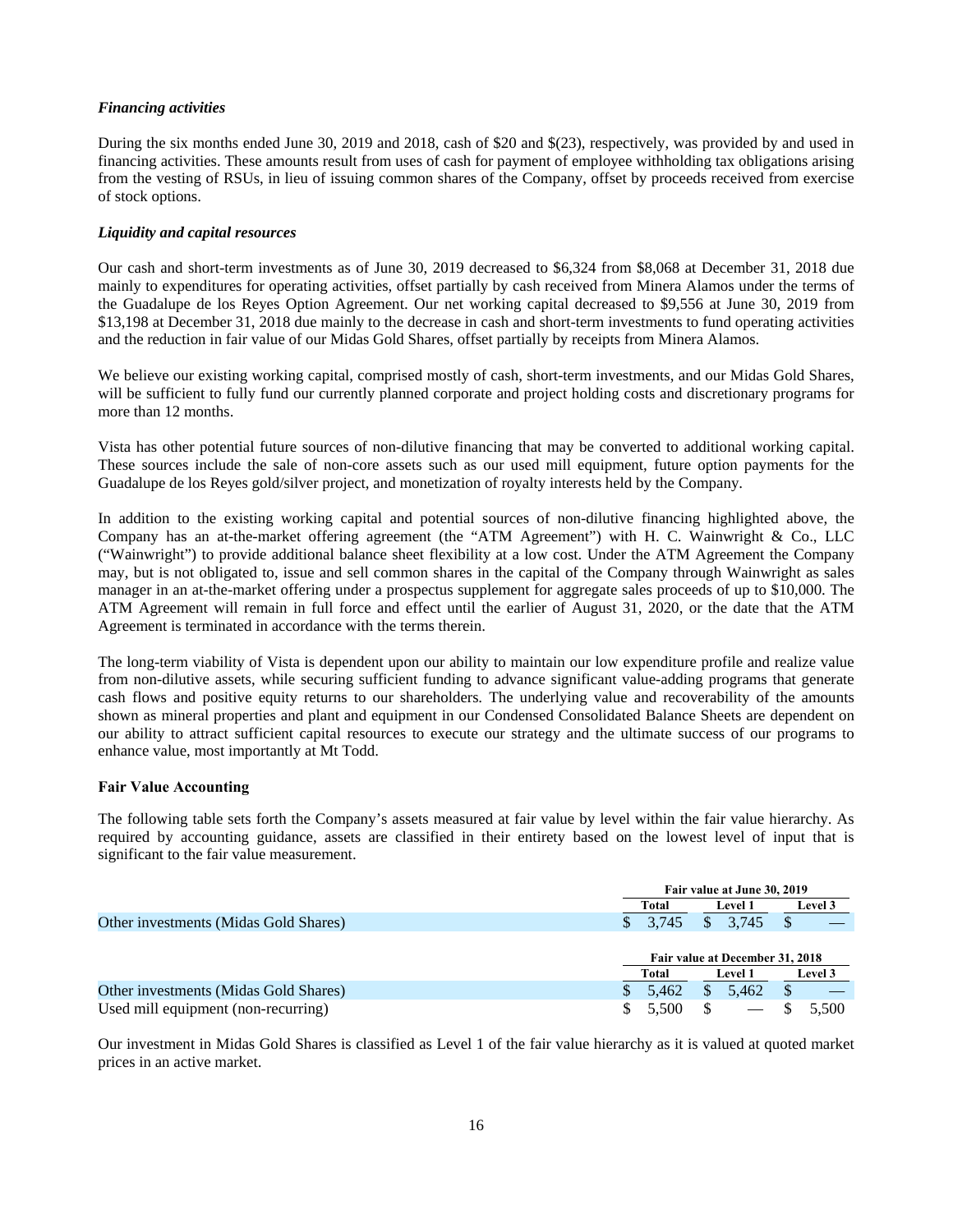### *Financing activities*

During the six months ended June 30, 2019 and 2018, cash of $20 and $(23), respectively, was provided by and used in financing activities. These amounts result from uses of cash for payment of employee withholding tax obligations arising from the vesting of RSUs, in lieu of issuing common shares of the Company, offset by proceeds received from exercise of stock options.

### *Liquidity and capital resources*

Our cash and short-term investments as of June 30, 2019 decreased to $6,324 from $8,068 at December 31, 2018 due mainly to expenditures for operating activities, offset partially by cash received from Minera Alamos under the terms of the Guadalupe de los Reyes Option Agreement. Our net working capital decreased to $9,556 at June 30, 2019 from $13,198 at December 31, 2018 due mainly to the decrease in cash and short-term investments to fund operating activities and the reduction in fair value of our Midas Gold Shares, offset partially by receipts from Minera Alamos.

We believe our existing working capital, comprised mostly of cash, short-term investments, and our Midas Gold Shares, will be sufficient to fully fund our currently planned corporate and project holding costs and discretionary programs for more than 12 months.

Vista has other potential future sources of non-dilutive financing that may be converted to additional working capital. These sources include the sale of non-core assets such as our used mill equipment, future option payments for the Guadalupe de los Reyes gold/silver project, and monetization of royalty interests held by the Company.

In addition to the existing working capital and potential sources of non-dilutive financing highlighted above, the Company has an at-the-market offering agreement (the "ATM Agreement") with H. C. Wainwright & Co., LLC ("Wainwright") to provide additional balance sheet flexibility at a low cost. Under the ATM Agreement the Company may, but is not obligated to, issue and sell common shares in the capital of the Company through Wainwright as sales manager in an at-the-market offering under a prospectus supplement for aggregate sales proceeds of up to $10,000. The ATM Agreement will remain in full force and effect until the earlier of August 31, 2020, or the date that the ATM Agreement is terminated in accordance with the terms therein.

The long-term viability of Vista is dependent upon our ability to maintain our low expenditure profile and realize value from non-dilutive assets, while securing sufficient funding to advance significant value-adding programs that generate cash flows and positive equity returns to our shareholders. The underlying value and recoverability of the amounts shown as mineral properties and plant and equipment in our Condensed Consolidated Balance Sheets are dependent on our ability to attract sufficient capital resources to execute our strategy and the ultimate success of our programs to enhance value, most importantly at Mt Todd.

### **Fair Value Accounting**

The following table sets forth the Company's assets measured at fair value by level within the fair value hierarchy. As required by accounting guidance, assets are classified in their entirety based on the lowest level of input that is significant to the fair value measurement.

| | Fair value at June 30, 2019 | | |
|---|---|---|---|
| | Total | Level 1 | Level 3 |
| Other investments (Midas Gold Shares) | $ 3,745 | $ 3,745 | $ — |

| | Fair value at December 31, 2018 | | |
|---|---|---|---|
| | Total | Level 1 | Level 3 |
| Other investments (Midas Gold Shares) | $ 5,462 | $ 5,462 | $ — |
| Used mill equipment (non-recurring) | $ 5,500 | $ — | $ 5,500 |

Our investment in Midas Gold Shares is classified as Level 1 of the fair value hierarchy as it is valued at quoted market prices in an active market.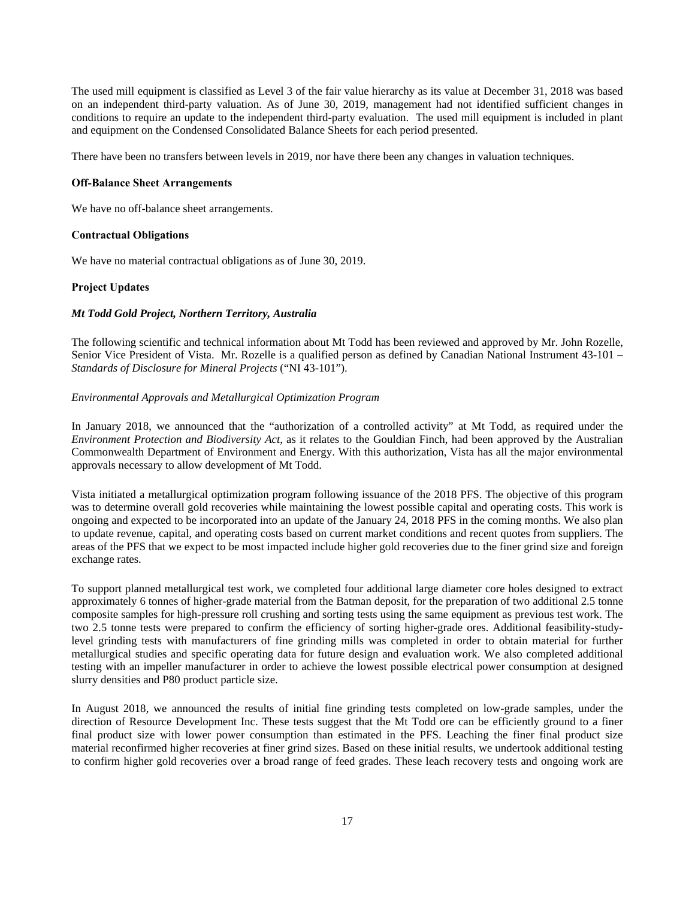The used mill equipment is classified as Level 3 of the fair value hierarchy as its value at December 31, 2018 was based on an independent third-party valuation. As of June 30, 2019, management had not identified sufficient changes in conditions to require an update to the independent third-party evaluation. The used mill equipment is included in plant and equipment on the Condensed Consolidated Balance Sheets for each period presented.

There have been no transfers between levels in 2019, nor have there been any changes in valuation techniques.

**Off-Balance Sheet Arrangements**

We have no off-balance sheet arrangements.

**Contractual Obligations**

We have no material contractual obligations as of June 30, 2019.

**Project Updates**

***Mt Todd Gold Project, Northern Territory, Australia***

The following scientific and technical information about Mt Todd has been reviewed and approved by Mr. John Rozelle, Senior Vice President of Vista. Mr. Rozelle is a qualified person as defined by Canadian National Instrument 43-101 – *Standards of Disclosure for Mineral Projects* ("NI 43-101").

*Environmental Approvals and Metallurgical Optimization Program*

In January 2018, we announced that the "authorization of a controlled activity" at Mt Todd, as required under the *Environment Protection and Biodiversity Act*, as it relates to the Gouldian Finch, had been approved by the Australian Commonwealth Department of Environment and Energy. With this authorization, Vista has all the major environmental approvals necessary to allow development of Mt Todd.

Vista initiated a metallurgical optimization program following issuance of the 2018 PFS. The objective of this program was to determine overall gold recoveries while maintaining the lowest possible capital and operating costs. This work is ongoing and expected to be incorporated into an update of the January 24, 2018 PFS in the coming months. We also plan to update revenue, capital, and operating costs based on current market conditions and recent quotes from suppliers. The areas of the PFS that we expect to be most impacted include higher gold recoveries due to the finer grind size and foreign exchange rates.

To support planned metallurgical test work, we completed four additional large diameter core holes designed to extract approximately 6 tonnes of higher-grade material from the Batman deposit, for the preparation of two additional 2.5 tonne composite samples for high-pressure roll crushing and sorting tests using the same equipment as previous test work. The two 2.5 tonne tests were prepared to confirm the efficiency of sorting higher-grade ores. Additional feasibility-study-level grinding tests with manufacturers of fine grinding mills was completed in order to obtain material for further metallurgical studies and specific operating data for future design and evaluation work. We also completed additional testing with an impeller manufacturer in order to achieve the lowest possible electrical power consumption at designed slurry densities and P80 product particle size.

In August 2018, we announced the results of initial fine grinding tests completed on low-grade samples, under the direction of Resource Development Inc. These tests suggest that the Mt Todd ore can be efficiently ground to a finer final product size with lower power consumption than estimated in the PFS. Leaching the finer final product size material reconfirmed higher recoveries at finer grind sizes. Based on these initial results, we undertook additional testing to confirm higher gold recoveries over a broad range of feed grades. These leach recovery tests and ongoing work are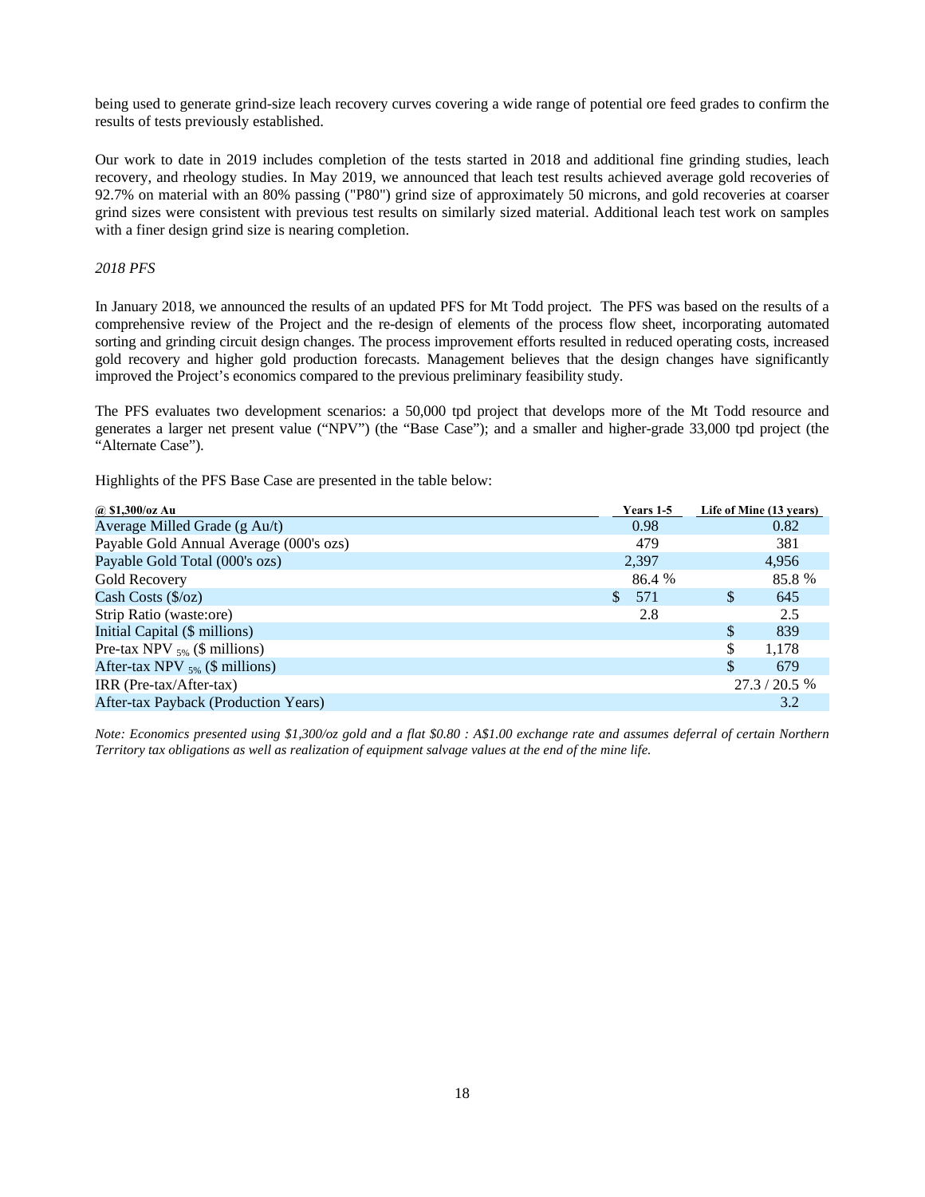being used to generate grind-size leach recovery curves covering a wide range of potential ore feed grades to confirm the results of tests previously established.

Our work to date in 2019 includes completion of the tests started in 2018 and additional fine grinding studies, leach recovery, and rheology studies. In May 2019, we announced that leach test results achieved average gold recoveries of 92.7% on material with an 80% passing ("P80") grind size of approximately 50 microns, and gold recoveries at coarser grind sizes were consistent with previous test results on similarly sized material. Additional leach test work on samples with a finer design grind size is nearing completion.

*2018 PFS*

In January 2018, we announced the results of an updated PFS for Mt Todd project. The PFS was based on the results of a comprehensive review of the Project and the re-design of elements of the process flow sheet, incorporating automated sorting and grinding circuit design changes. The process improvement efforts resulted in reduced operating costs, increased gold recovery and higher gold production forecasts. Management believes that the design changes have significantly improved the Project's economics compared to the previous preliminary feasibility study.

The PFS evaluates two development scenarios: a 50,000 tpd project that develops more of the Mt Todd resource and generates a larger net present value ("NPV") (the "Base Case"); and a smaller and higher-grade 33,000 tpd project (the "Alternate Case").

Highlights of the PFS Base Case are presented in the table below:

| @ $1,300/oz Au | Years 1-5 | Life of Mine (13 years) |
|---|---|---|
| Average Milled Grade (g Au/t) | 0.98 | 0.82 |
| Payable Gold Annual Average (000's ozs) | 479 | 381 |
| Payable Gold Total (000's ozs) | 2,397 | 4,956 |
| Gold Recovery | 86.4 % | 85.8 % |
| Cash Costs ($/oz) | $ 571 | $ 645 |
| Strip Ratio (waste:ore) | 2.8 | 2.5 |
| Initial Capital ($ millions) | | $ 839 |
| Pre-tax NPV $_{5\%}$ ($ millions) | | $ 1,178 |
| After-tax NPV $_{5\%}$ ($ millions) | | $ 679 |
| IRR (Pre-tax/After-tax) | | 27.3 / 20.5 % |
| After-tax Payback (Production Years) | | 3.2 |

*Note: Economics presented using $1,300/oz gold and a flat $0.80 : A$1.00 exchange rate and assumes deferral of certain Northern Territory tax obligations as well as realization of equipment salvage values at the end of the mine life.*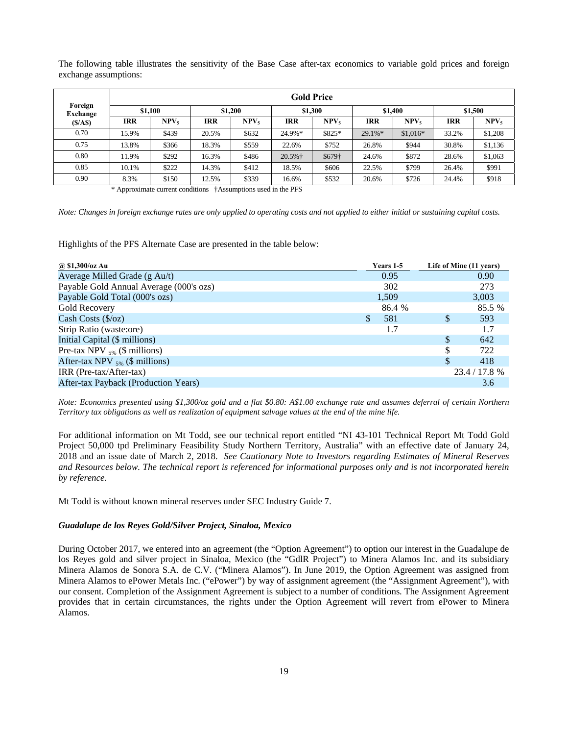The following table illustrates the sensitivity of the Base Case after-tax economics to variable gold prices and foreign exchange assumptions:

| Foreign Exchange | Gold Price | | | | | | | | | |
|---|---|---|---|---|---|---|---|---|---|---|
| | \$1,100 | | \$1,200 | | \$1,300 | | \$1,400 | | \$1,500 | |
| (\$/A\$) | IRR | $NPV_5$ | IRR | $NPV_5$ | IRR | $NPV_5$ | IRR | $NPV_5$ | IRR | $NPV_5$ |
| 0.70 | 15.9% | \$439 | 20.5% | \$632 | 24.9%* | \$825* | 29.1%* | \$1,016* | 33.2% | \$1,208 |
| 0.75 | 13.8% | \$366 | 18.3% | \$559 | 22.6% | \$752 | 26.8% | \$944 | 30.8% | \$1,136 |
| 0.80 | 11.9% | \$292 | 16.3% | \$486 | 20.5%† | \$679† | 24.6% | \$872 | 28.6% | \$1,063 |
| 0.85 | 10.1% | \$222 | 14.3% | \$412 | 18.5% | \$606 | 22.5% | \$799 | 26.4% | \$991 |
| 0.90 | 8.3% | \$150 | 12.5% | \$339 | 16.6% | \$532 | 20.6% | \$726 | 24.4% | \$918 |

\* Approximate current conditions †Assumptions used in the PFS

*Note: Changes in foreign exchange rates are only applied to operating costs and not applied to either initial or sustaining capital costs.*

Highlights of the PFS Alternate Case are presented in the table below:

| @ \$1,300/oz Au | Years 1-5 | Life of Mine (11 years) |
|---|---|---|
| Average Milled Grade (g Au/t) | 0.95 | 0.90 |
| Payable Gold Annual Average (000's ozs) | 302 | 273 |
| Payable Gold Total (000's ozs) | 1,509 | 3,003 |
| Gold Recovery | 86.4 % | 85.5 % |
| Cash Costs (\$/oz) | \$ 581 | \$ 593 |
| Strip Ratio (waste:ore) | 1.7 | 1.7 |
| Initial Capital (\$ millions) | | \$ 642 |
| Pre-tax $NPV_{5\%}$ (\$ millions) | | \$ 722 |
| After-tax $NPV_{5\%}$ (\$ millions) | | \$ 418 |
| IRR (Pre-tax/After-tax) | | 23.4 / 17.8 % |
| After-tax Payback (Production Years) | | 3.6 |

*Note: Economics presented using \$1,300/oz gold and a flat \$0.80: A\$1.00 exchange rate and assumes deferral of certain Northern Territory tax obligations as well as realization of equipment salvage values at the end of the mine life.*

For additional information on Mt Todd, see our technical report entitled "NI 43-101 Technical Report Mt Todd Gold Project 50,000 tpd Preliminary Feasibility Study Northern Territory, Australia" with an effective date of January 24, 2018 and an issue date of March 2, 2018. *See Cautionary Note to Investors regarding Estimates of Mineral Reserves and Resources below. The technical report is referenced for informational purposes only and is not incorporated herein by reference.*

Mt Todd is without known mineral reserves under SEC Industry Guide 7.

***Guadalupe de los Reyes Gold/Silver Project, Sinaloa, Mexico***

During October 2017, we entered into an agreement (the "Option Agreement") to option our interest in the Guadalupe de los Reyes gold and silver project in Sinaloa, Mexico (the "GdlR Project") to Minera Alamos Inc. and its subsidiary Minera Alamos de Sonora S.A. de C.V. ("Minera Alamos"). In June 2019, the Option Agreement was assigned from Minera Alamos to ePower Metals Inc. ("ePower") by way of assignment agreement (the "Assignment Agreement"), with our consent. Completion of the Assignment Agreement is subject to a number of conditions. The Assignment Agreement provides that in certain circumstances, the rights under the Option Agreement will revert from ePower to Minera Alamos.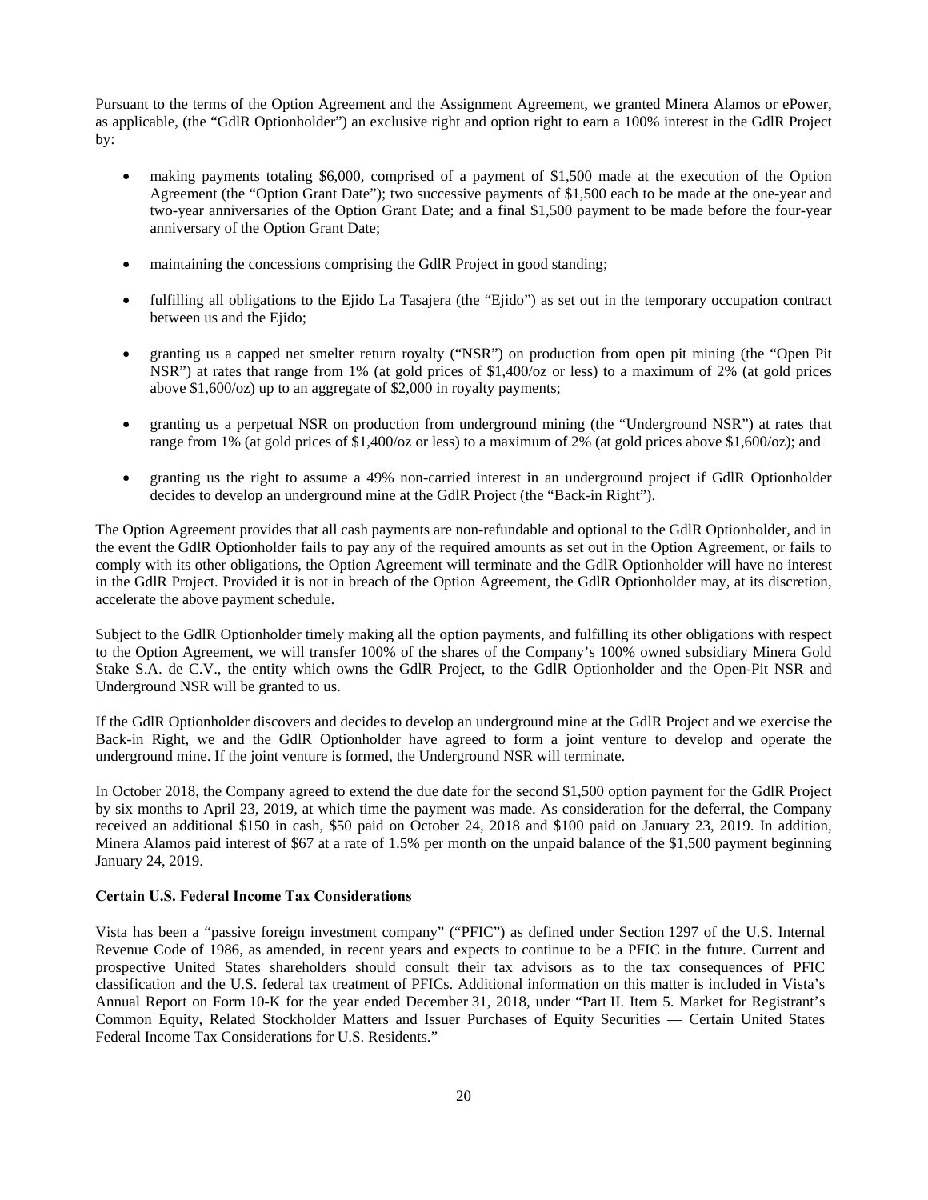Pursuant to the terms of the Option Agreement and the Assignment Agreement, we granted Minera Alamos or ePower, as applicable, (the "GdlR Optionholder") an exclusive right and option right to earn a 100% interest in the GdlR Project by:

- making payments totaling $6,000, comprised of a payment of $1,500 made at the execution of the Option Agreement (the "Option Grant Date"); two successive payments of $1,500 each to be made at the one-year and two-year anniversaries of the Option Grant Date; and a final $1,500 payment to be made before the four-year anniversary of the Option Grant Date;

- maintaining the concessions comprising the GdlR Project in good standing;

- fulfilling all obligations to the Ejido La Tasajera (the "Ejido") as set out in the temporary occupation contract between us and the Ejido;

- granting us a capped net smelter return royalty ("NSR") on production from open pit mining (the "Open Pit NSR") at rates that range from 1% (at gold prices of $1,400/oz or less) to a maximum of 2% (at gold prices above $1,600/oz) up to an aggregate of $2,000 in royalty payments;

- granting us a perpetual NSR on production from underground mining (the "Underground NSR") at rates that range from 1% (at gold prices of $1,400/oz or less) to a maximum of 2% (at gold prices above $1,600/oz); and

- granting us the right to assume a 49% non-carried interest in an underground project if GdlR Optionholder decides to develop an underground mine at the GdlR Project (the "Back-in Right").

The Option Agreement provides that all cash payments are non-refundable and optional to the GdlR Optionholder, and in the event the GdlR Optionholder fails to pay any of the required amounts as set out in the Option Agreement, or fails to comply with its other obligations, the Option Agreement will terminate and the GdlR Optionholder will have no interest in the GdlR Project. Provided it is not in breach of the Option Agreement, the GdlR Optionholder may, at its discretion, accelerate the above payment schedule.

Subject to the GdlR Optionholder timely making all the option payments, and fulfilling its other obligations with respect to the Option Agreement, we will transfer 100% of the shares of the Company's 100% owned subsidiary Minera Gold Stake S.A. de C.V., the entity which owns the GdlR Project, to the GdlR Optionholder and the Open-Pit NSR and Underground NSR will be granted to us.

If the GdlR Optionholder discovers and decides to develop an underground mine at the GdlR Project and we exercise the Back-in Right, we and the GdlR Optionholder have agreed to form a joint venture to develop and operate the underground mine. If the joint venture is formed, the Underground NSR will terminate.

In October 2018, the Company agreed to extend the due date for the second $1,500 option payment for the GdlR Project by six months to April 23, 2019, at which time the payment was made. As consideration for the deferral, the Company received an additional $150 in cash, $50 paid on October 24, 2018 and $100 paid on January 23, 2019. In addition, Minera Alamos paid interest of $67 at a rate of 1.5% per month on the unpaid balance of the $1,500 payment beginning January 24, 2019.

**Certain U.S. Federal Income Tax Considerations**

Vista has been a "passive foreign investment company" ("PFIC") as defined under Section 1297 of the U.S. Internal Revenue Code of 1986, as amended, in recent years and expects to continue to be a PFIC in the future. Current and prospective United States shareholders should consult their tax advisors as to the tax consequences of PFIC classification and the U.S. federal tax treatment of PFICs. Additional information on this matter is included in Vista's Annual Report on Form 10-K for the year ended December 31, 2018, under "Part II. Item 5. Market for Registrant's Common Equity, Related Stockholder Matters and Issuer Purchases of Equity Securities — Certain United States Federal Income Tax Considerations for U.S. Residents."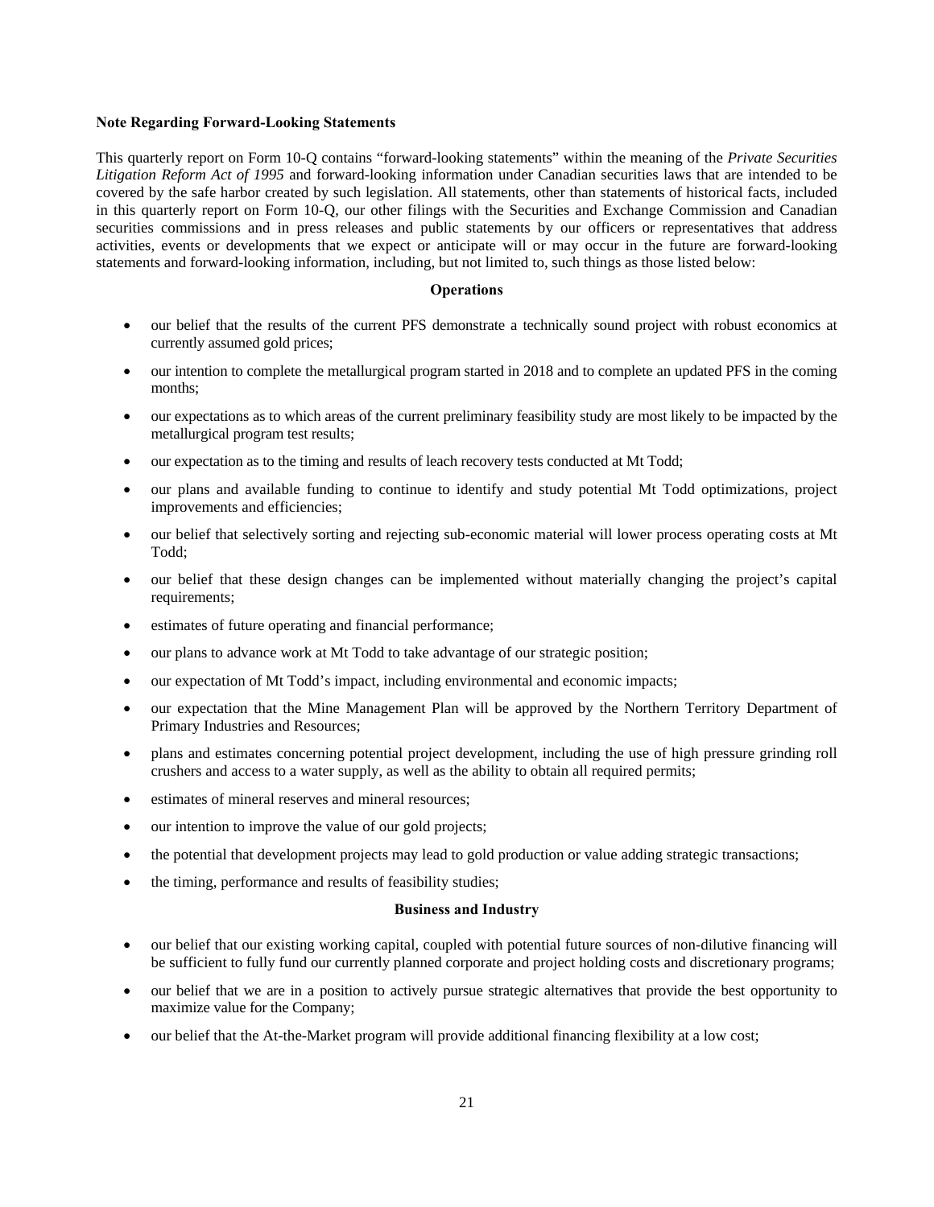**Note Regarding Forward-Looking Statements**

This quarterly report on Form 10-Q contains "forward-looking statements" within the meaning of the *Private Securities Litigation Reform Act of 1995* and forward-looking information under Canadian securities laws that are intended to be covered by the safe harbor created by such legislation. All statements, other than statements of historical facts, included in this quarterly report on Form 10-Q, our other filings with the Securities and Exchange Commission and Canadian securities commissions and in press releases and public statements by our officers or representatives that address activities, events or developments that we expect or anticipate will or may occur in the future are forward-looking statements and forward-looking information, including, but not limited to, such things as those listed below:

**Operations**

- our belief that the results of the current PFS demonstrate a technically sound project with robust economics at currently assumed gold prices;
- our intention to complete the metallurgical program started in 2018 and to complete an updated PFS in the coming months;
- our expectations as to which areas of the current preliminary feasibility study are most likely to be impacted by the metallurgical program test results;
- our expectation as to the timing and results of leach recovery tests conducted at Mt Todd;
- our plans and available funding to continue to identify and study potential Mt Todd optimizations, project improvements and efficiencies;
- our belief that selectively sorting and rejecting sub-economic material will lower process operating costs at Mt Todd;
- our belief that these design changes can be implemented without materially changing the project's capital requirements;
- estimates of future operating and financial performance;
- our plans to advance work at Mt Todd to take advantage of our strategic position;
- our expectation of Mt Todd's impact, including environmental and economic impacts;
- our expectation that the Mine Management Plan will be approved by the Northern Territory Department of Primary Industries and Resources;
- plans and estimates concerning potential project development, including the use of high pressure grinding roll crushers and access to a water supply, as well as the ability to obtain all required permits;
- estimates of mineral reserves and mineral resources;
- our intention to improve the value of our gold projects;
- the potential that development projects may lead to gold production or value adding strategic transactions;
- the timing, performance and results of feasibility studies;

**Business and Industry**

- our belief that our existing working capital, coupled with potential future sources of non-dilutive financing will be sufficient to fully fund our currently planned corporate and project holding costs and discretionary programs;
- our belief that we are in a position to actively pursue strategic alternatives that provide the best opportunity to maximize value for the Company;
- our belief that the At-the-Market program will provide additional financing flexibility at a low cost;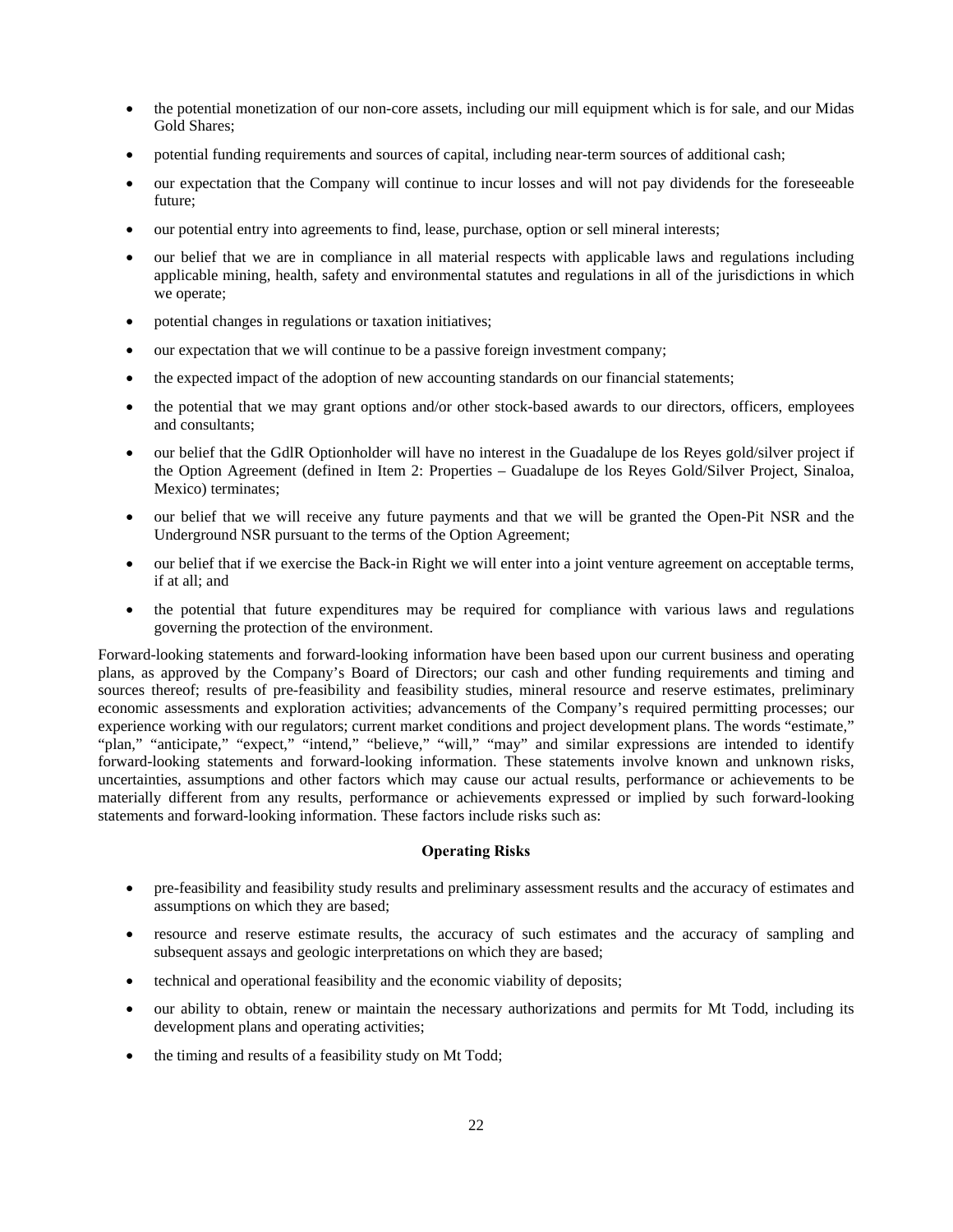- the potential monetization of our non-core assets, including our mill equipment which is for sale, and our Midas Gold Shares;
- potential funding requirements and sources of capital, including near-term sources of additional cash;
- our expectation that the Company will continue to incur losses and will not pay dividends for the foreseeable future;
- our potential entry into agreements to find, lease, purchase, option or sell mineral interests;
- our belief that we are in compliance in all material respects with applicable laws and regulations including applicable mining, health, safety and environmental statutes and regulations in all of the jurisdictions in which we operate;
- potential changes in regulations or taxation initiatives;
- our expectation that we will continue to be a passive foreign investment company;
- the expected impact of the adoption of new accounting standards on our financial statements;
- the potential that we may grant options and/or other stock-based awards to our directors, officers, employees and consultants;
- our belief that the GdlR Optionholder will have no interest in the Guadalupe de los Reyes gold/silver project if the Option Agreement (defined in Item 2: Properties – Guadalupe de los Reyes Gold/Silver Project, Sinaloa, Mexico) terminates;
- our belief that we will receive any future payments and that we will be granted the Open-Pit NSR and the Underground NSR pursuant to the terms of the Option Agreement;
- our belief that if we exercise the Back-in Right we will enter into a joint venture agreement on acceptable terms, if at all; and
- the potential that future expenditures may be required for compliance with various laws and regulations governing the protection of the environment.

Forward-looking statements and forward-looking information have been based upon our current business and operating plans, as approved by the Company's Board of Directors; our cash and other funding requirements and timing and sources thereof; results of pre-feasibility and feasibility studies, mineral resource and reserve estimates, preliminary economic assessments and exploration activities; advancements of the Company's required permitting processes; our experience working with our regulators; current market conditions and project development plans. The words "estimate," "plan," "anticipate," "expect," "intend," "believe," "will," "may" and similar expressions are intended to identify forward-looking statements and forward-looking information. These statements involve known and unknown risks, uncertainties, assumptions and other factors which may cause our actual results, performance or achievements to be materially different from any results, performance or achievements expressed or implied by such forward-looking statements and forward-looking information. These factors include risks such as:

**Operating Risks**

- pre-feasibility and feasibility study results and preliminary assessment results and the accuracy of estimates and assumptions on which they are based;
- resource and reserve estimate results, the accuracy of such estimates and the accuracy of sampling and subsequent assays and geologic interpretations on which they are based;
- technical and operational feasibility and the economic viability of deposits;
- our ability to obtain, renew or maintain the necessary authorizations and permits for Mt Todd, including its development plans and operating activities;
- the timing and results of a feasibility study on Mt Todd;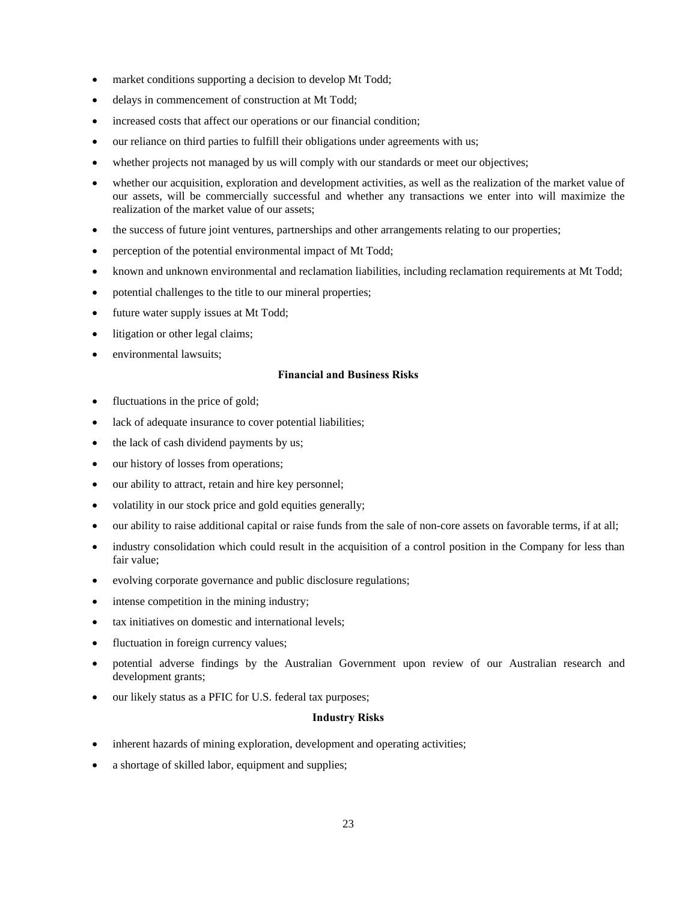- market conditions supporting a decision to develop Mt Todd;
- delays in commencement of construction at Mt Todd;
- increased costs that affect our operations or our financial condition;
- our reliance on third parties to fulfill their obligations under agreements with us;
- whether projects not managed by us will comply with our standards or meet our objectives;
- whether our acquisition, exploration and development activities, as well as the realization of the market value of our assets, will be commercially successful and whether any transactions we enter into will maximize the realization of the market value of our assets;
- the success of future joint ventures, partnerships and other arrangements relating to our properties;
- perception of the potential environmental impact of Mt Todd;
- known and unknown environmental and reclamation liabilities, including reclamation requirements at Mt Todd;
- potential challenges to the title to our mineral properties;
- future water supply issues at Mt Todd;
- litigation or other legal claims;
- environmental lawsuits;

**Financial and Business Risks**

- fluctuations in the price of gold;
- lack of adequate insurance to cover potential liabilities;
- the lack of cash dividend payments by us;
- our history of losses from operations;
- our ability to attract, retain and hire key personnel;
- volatility in our stock price and gold equities generally;
- our ability to raise additional capital or raise funds from the sale of non-core assets on favorable terms, if at all;
- industry consolidation which could result in the acquisition of a control position in the Company for less than fair value;
- evolving corporate governance and public disclosure regulations;
- intense competition in the mining industry;
- tax initiatives on domestic and international levels;
- fluctuation in foreign currency values;
- potential adverse findings by the Australian Government upon review of our Australian research and development grants;
- our likely status as a PFIC for U.S. federal tax purposes;

**Industry Risks**

- inherent hazards of mining exploration, development and operating activities;
- a shortage of skilled labor, equipment and supplies;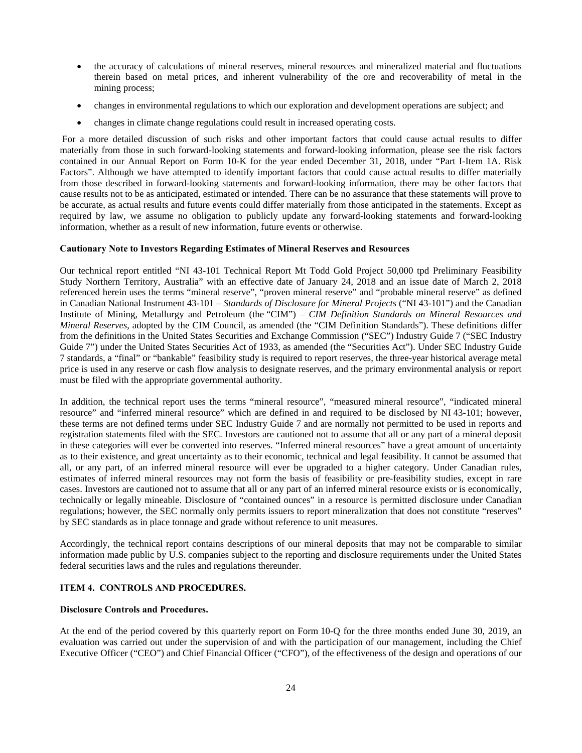- the accuracy of calculations of mineral reserves, mineral resources and mineralized material and fluctuations therein based on metal prices, and inherent vulnerability of the ore and recoverability of metal in the mining process;
- changes in environmental regulations to which our exploration and development operations are subject; and
- changes in climate change regulations could result in increased operating costs.

For a more detailed discussion of such risks and other important factors that could cause actual results to differ materially from those in such forward-looking statements and forward-looking information, please see the risk factors contained in our Annual Report on Form 10-K for the year ended December 31, 2018, under "Part I-Item 1A. Risk Factors". Although we have attempted to identify important factors that could cause actual results to differ materially from those described in forward-looking statements and forward-looking information, there may be other factors that cause results not to be as anticipated, estimated or intended. There can be no assurance that these statements will prove to be accurate, as actual results and future events could differ materially from those anticipated in the statements. Except as required by law, we assume no obligation to publicly update any forward-looking statements and forward-looking information, whether as a result of new information, future events or otherwise.

**Cautionary Note to Investors Regarding Estimates of Mineral Reserves and Resources**

Our technical report entitled "NI 43-101 Technical Report Mt Todd Gold Project 50,000 tpd Preliminary Feasibility Study Northern Territory, Australia" with an effective date of January 24, 2018 and an issue date of March 2, 2018 referenced herein uses the terms "mineral reserve", "proven mineral reserve" and "probable mineral reserve" as defined in Canadian National Instrument 43-101 – *Standards of Disclosure for Mineral Projects* ("NI 43-101") and the Canadian Institute of Mining, Metallurgy and Petroleum (the "CIM") – *CIM Definition Standards on Mineral Resources and Mineral Reserves*, adopted by the CIM Council, as amended (the "CIM Definition Standards"). These definitions differ from the definitions in the United States Securities and Exchange Commission ("SEC") Industry Guide 7 ("SEC Industry Guide 7") under the United States Securities Act of 1933, as amended (the "Securities Act"). Under SEC Industry Guide 7 standards, a "final" or "bankable" feasibility study is required to report reserves, the three-year historical average metal price is used in any reserve or cash flow analysis to designate reserves, and the primary environmental analysis or report must be filed with the appropriate governmental authority.

In addition, the technical report uses the terms "mineral resource", "measured mineral resource", "indicated mineral resource" and "inferred mineral resource" which are defined in and required to be disclosed by NI 43-101; however, these terms are not defined terms under SEC Industry Guide 7 and are normally not permitted to be used in reports and registration statements filed with the SEC. Investors are cautioned not to assume that all or any part of a mineral deposit in these categories will ever be converted into reserves. "Inferred mineral resources" have a great amount of uncertainty as to their existence, and great uncertainty as to their economic, technical and legal feasibility. It cannot be assumed that all, or any part, of an inferred mineral resource will ever be upgraded to a higher category. Under Canadian rules, estimates of inferred mineral resources may not form the basis of feasibility or pre-feasibility studies, except in rare cases. Investors are cautioned not to assume that all or any part of an inferred mineral resource exists or is economically, technically or legally mineable. Disclosure of "contained ounces" in a resource is permitted disclosure under Canadian regulations; however, the SEC normally only permits issuers to report mineralization that does not constitute "reserves" by SEC standards as in place tonnage and grade without reference to unit measures.

Accordingly, the technical report contains descriptions of our mineral deposits that may not be comparable to similar information made public by U.S. companies subject to the reporting and disclosure requirements under the United States federal securities laws and the rules and regulations thereunder.

## ITEM 4. CONTROLS AND PROCEDURES.

**Disclosure Controls and Procedures.**

At the end of the period covered by this quarterly report on Form 10-Q for the three months ended June 30, 2019, an evaluation was carried out under the supervision of and with the participation of our management, including the Chief Executive Officer ("CEO") and Chief Financial Officer ("CFO"), of the effectiveness of the design and operations of our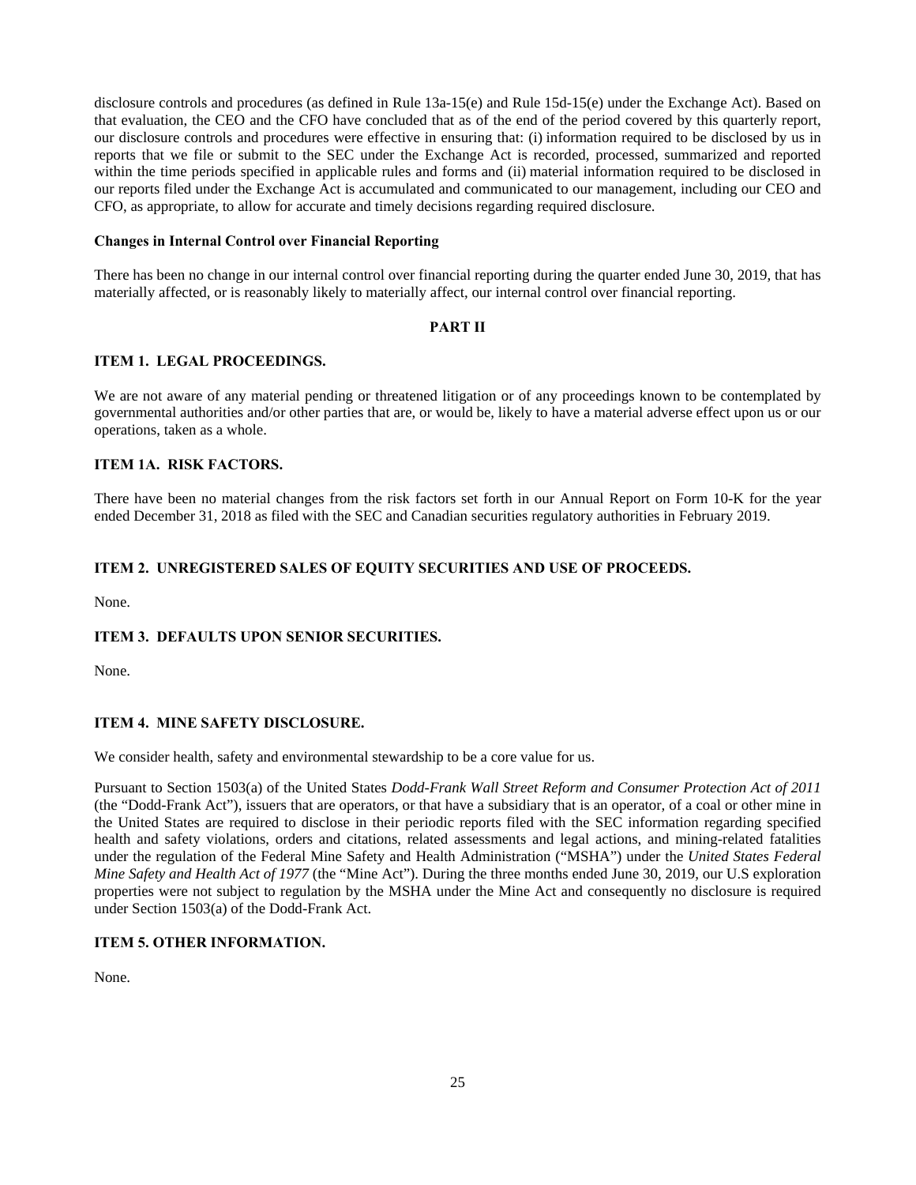disclosure controls and procedures (as defined in Rule 13a-15(e) and Rule 15d-15(e) under the Exchange Act). Based on that evaluation, the CEO and the CFO have concluded that as of the end of the period covered by this quarterly report, our disclosure controls and procedures were effective in ensuring that: (i) information required to be disclosed by us in reports that we file or submit to the SEC under the Exchange Act is recorded, processed, summarized and reported within the time periods specified in applicable rules and forms and (ii) material information required to be disclosed in our reports filed under the Exchange Act is accumulated and communicated to our management, including our CEO and CFO, as appropriate, to allow for accurate and timely decisions regarding required disclosure.

**Changes in Internal Control over Financial Reporting**

There has been no change in our internal control over financial reporting during the quarter ended June 30, 2019, that has materially affected, or is reasonably likely to materially affect, our internal control over financial reporting.

# PART II

## ITEM 1. LEGAL PROCEEDINGS.

We are not aware of any material pending or threatened litigation or of any proceedings known to be contemplated by governmental authorities and/or other parties that are, or would be, likely to have a material adverse effect upon us or our operations, taken as a whole.

## ITEM 1A. RISK FACTORS.

There have been no material changes from the risk factors set forth in our Annual Report on Form 10-K for the year ended December 31, 2018 as filed with the SEC and Canadian securities regulatory authorities in February 2019.

## ITEM 2. UNREGISTERED SALES OF EQUITY SECURITIES AND USE OF PROCEEDS.

None.

## ITEM 3. DEFAULTS UPON SENIOR SECURITIES.

None.

## ITEM 4. MINE SAFETY DISCLOSURE.

We consider health, safety and environmental stewardship to be a core value for us.

Pursuant to Section 1503(a) of the United States *Dodd-Frank Wall Street Reform and Consumer Protection Act of 2011* (the "Dodd-Frank Act"), issuers that are operators, or that have a subsidiary that is an operator, of a coal or other mine in the United States are required to disclose in their periodic reports filed with the SEC information regarding specified health and safety violations, orders and citations, related assessments and legal actions, and mining-related fatalities under the regulation of the Federal Mine Safety and Health Administration ("MSHA") under the *United States Federal Mine Safety and Health Act of 1977* (the "Mine Act"). During the three months ended June 30, 2019, our U.S exploration properties were not subject to regulation by the MSHA under the Mine Act and consequently no disclosure is required under Section 1503(a) of the Dodd-Frank Act.

## ITEM 5. OTHER INFORMATION.

None.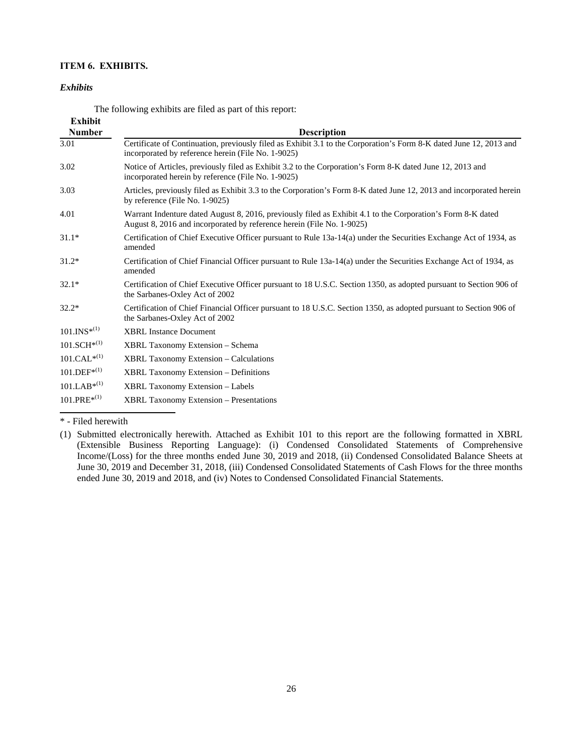### ITEM 6. EXHIBITS.

*Exhibits*

The following exhibits are filed as part of this report:

| Exhibit Number | Description |
|---|---|
| 3.01 | Certificate of Continuation, previously filed as Exhibit 3.1 to the Corporation's Form 8-K dated June 12, 2013 and incorporated by reference herein (File No. 1-9025) |
| 3.02 | Notice of Articles, previously filed as Exhibit 3.2 to the Corporation's Form 8-K dated June 12, 2013 and incorporated herein by reference (File No. 1-9025) |
| 3.03 | Articles, previously filed as Exhibit 3.3 to the Corporation's Form 8-K dated June 12, 2013 and incorporated herein by reference (File No. 1-9025) |
| 4.01 | Warrant Indenture dated August 8, 2016, previously filed as Exhibit 4.1 to the Corporation's Form 8-K dated August 8, 2016 and incorporated by reference herein (File No. 1-9025) |
| 31.1* | Certification of Chief Executive Officer pursuant to Rule 13a-14(a) under the Securities Exchange Act of 1934, as amended |
| 31.2* | Certification of Chief Financial Officer pursuant to Rule 13a-14(a) under the Securities Exchange Act of 1934, as amended |
| 32.1* | Certification of Chief Executive Officer pursuant to 18 U.S.C. Section 1350, as adopted pursuant to Section 906 of the Sarbanes-Oxley Act of 2002 |
| 32.2* | Certification of Chief Financial Officer pursuant to 18 U.S.C. Section 1350, as adopted pursuant to Section 906 of the Sarbanes-Oxley Act of 2002 |
| 101.INS*(1) | XBRL Instance Document |
| 101.SCH*(1) | XBRL Taxonomy Extension – Schema |
| 101.CAL*(1) | XBRL Taxonomy Extension – Calculations |
| 101.DEF*(1) | XBRL Taxonomy Extension – Definitions |
| 101.LAB*(1) | XBRL Taxonomy Extension – Labels |
| 101.PRE*(1) | XBRL Taxonomy Extension – Presentations |

\* - Filed herewith

(1) Submitted electronically herewith. Attached as Exhibit 101 to this report are the following formatted in XBRL (Extensible Business Reporting Language): (i) Condensed Consolidated Statements of Comprehensive Income/(Loss) for the three months ended June 30, 2019 and 2018, (ii) Condensed Consolidated Balance Sheets at June 30, 2019 and December 31, 2018, (iii) Condensed Consolidated Statements of Cash Flows for the three months ended June 30, 2019 and 2018, and (iv) Notes to Condensed Consolidated Financial Statements.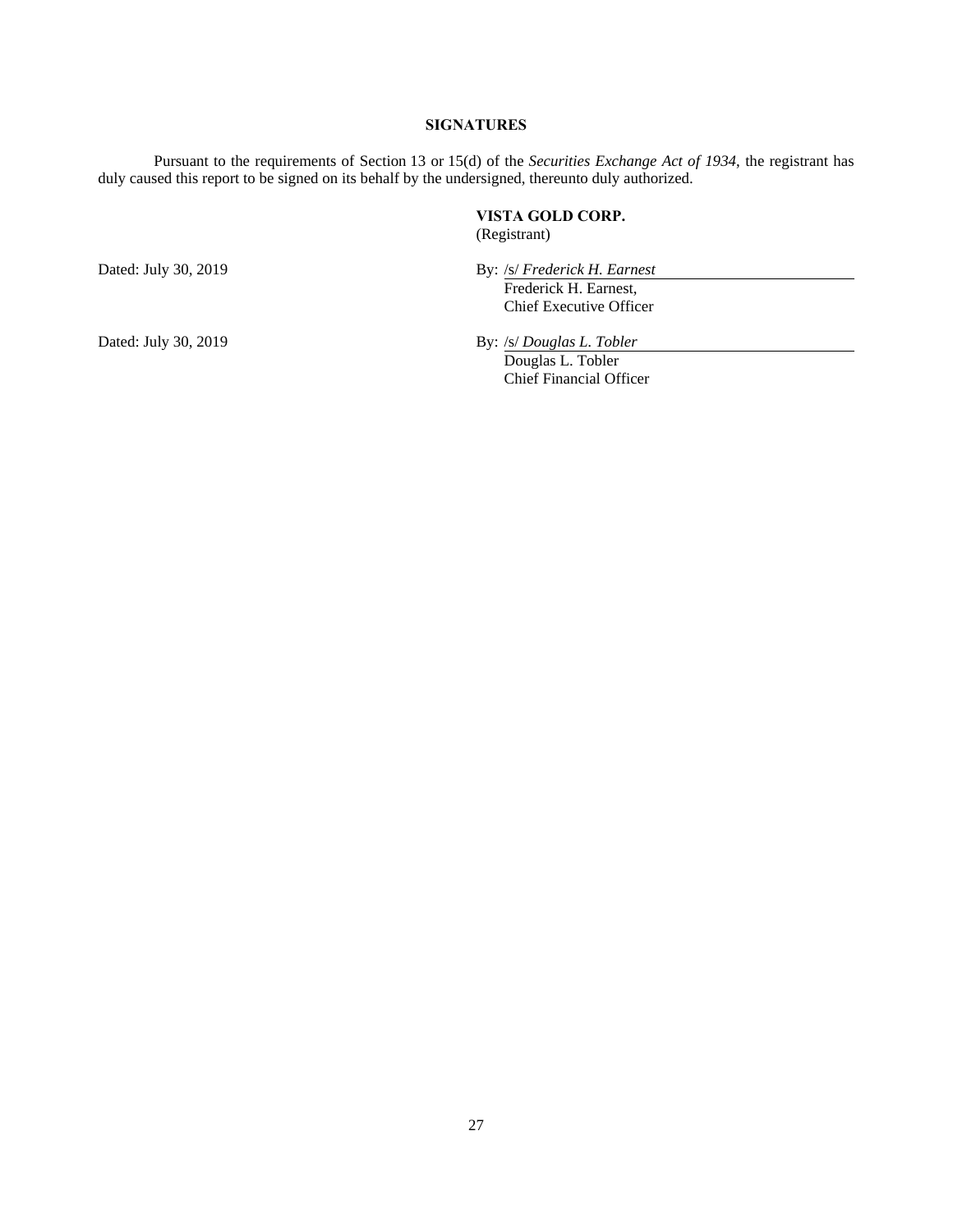## SIGNATURES

Pursuant to the requirements of Section 13 or 15(d) of the *Securities Exchange Act of 1934*, the registrant has duly caused this report to be signed on its behalf by the undersigned, thereunto duly authorized.

**VISTA GOLD CORP.**
(Registrant)

Dated: July 30, 2019

By: /s/ *Frederick H. Earnest*
Frederick H. Earnest,
Chief Executive Officer

Dated: July 30, 2019

By: /s/ *Douglas L. Tobler*
Douglas L. Tobler
Chief Financial Officer